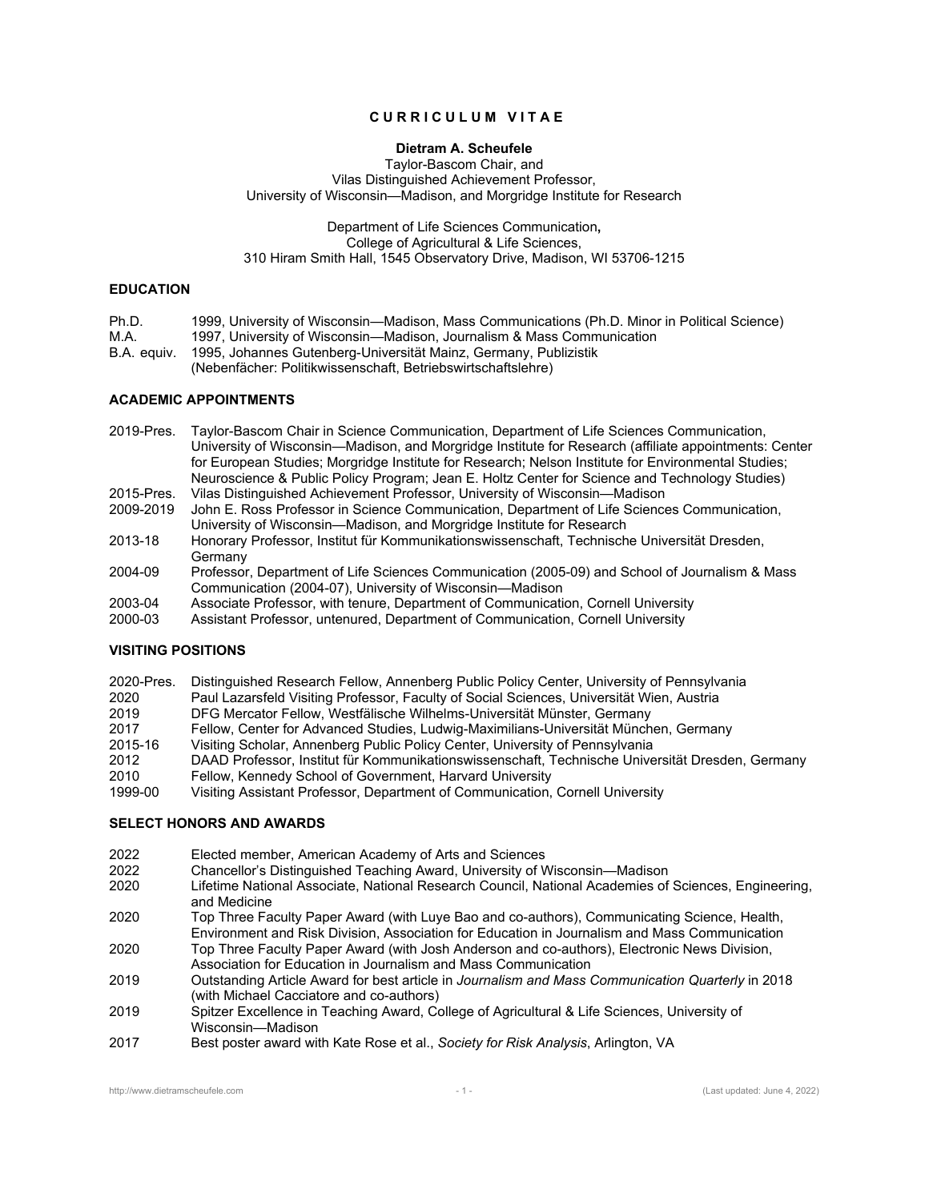# CURRICULUM VITAE

**Dietram A. Scheufele**
Taylor-Bascom Chair, and
Vilas Distinguished Achievement Professor,
University of Wisconsin—Madison, and Morgridge Institute for Research

Department of Life Sciences Communication**,**
College of Agricultural & Life Sciences,
310 Hiram Smith Hall, 1545 Observatory Drive, Madison, WI 53706-1215

## EDUCATION

| | |
|---|---|
| Ph.D. | 1999, University of Wisconsin—Madison, Mass Communications (Ph.D. Minor in Political Science) |
| M.A. | 1997, University of Wisconsin—Madison, Journalism & Mass Communication |
| B.A. equiv. | 1995, Johannes Gutenberg-Universität Mainz, Germany, Publizistik (Nebenfächer: Politikwissenschaft, Betriebswirtschaftslehre) |

## ACADEMIC APPOINTMENTS

| | |
|---|---|
| 2019-Pres. | Taylor-Bascom Chair in Science Communication, Department of Life Sciences Communication, University of Wisconsin—Madison, and Morgridge Institute for Research (affiliate appointments: Center for European Studies; Morgridge Institute for Research; Nelson Institute for Environmental Studies; Neuroscience & Public Policy Program; Jean E. Holtz Center for Science and Technology Studies) |
| 2015-Pres. | Vilas Distinguished Achievement Professor, University of Wisconsin—Madison |
| 2009-2019 | John E. Ross Professor in Science Communication, Department of Life Sciences Communication, University of Wisconsin—Madison, and Morgridge Institute for Research |
| 2013-18 | Honorary Professor, Institut für Kommunikationswissenschaft, Technische Universität Dresden, Germany |
| 2004-09 | Professor, Department of Life Sciences Communication (2005-09) and School of Journalism & Mass Communication (2004-07), University of Wisconsin—Madison |
| 2003-04 | Associate Professor, with tenure, Department of Communication, Cornell University |
| 2000-03 | Assistant Professor, untenured, Department of Communication, Cornell University |

## VISITING POSITIONS

| | |
|---|---|
| 2020-Pres. | Distinguished Research Fellow, Annenberg Public Policy Center, University of Pennsylvania |
| 2020 | Paul Lazarsfeld Visiting Professor, Faculty of Social Sciences, Universität Wien, Austria |
| 2019 | DFG Mercator Fellow, Westfälische Wilhelms-Universität Münster, Germany |
| 2017 | Fellow, Center for Advanced Studies, Ludwig-Maximilians-Universität München, Germany |
| 2015-16 | Visiting Scholar, Annenberg Public Policy Center, University of Pennsylvania |
| 2012 | DAAD Professor, Institut für Kommunikationswissenschaft, Technische Universität Dresden, Germany |
| 2010 | Fellow, Kennedy School of Government, Harvard University |
| 1999-00 | Visiting Assistant Professor, Department of Communication, Cornell University |

## SELECT HONORS AND AWARDS

| | |
|---|---|
| 2022 | Elected member, American Academy of Arts and Sciences |
| 2022 | Chancellor's Distinguished Teaching Award, University of Wisconsin—Madison |
| 2020 | Lifetime National Associate, National Research Council, National Academies of Sciences, Engineering, and Medicine |
| 2020 | Top Three Faculty Paper Award (with Luye Bao and co-authors), Communicating Science, Health, Environment and Risk Division, Association for Education in Journalism and Mass Communication |
| 2020 | Top Three Faculty Paper Award (with Josh Anderson and co-authors), Electronic News Division, Association for Education in Journalism and Mass Communication |
| 2019 | Outstanding Article Award for best article in *Journalism and Mass Communication Quarterly* in 2018 (with Michael Cacciatore and co-authors) |
| 2019 | Spitzer Excellence in Teaching Award, College of Agricultural & Life Sciences, University of Wisconsin—Madison |
| 2017 | Best poster award with Kate Rose et al., *Society for Risk Analysis*, Arlington, VA |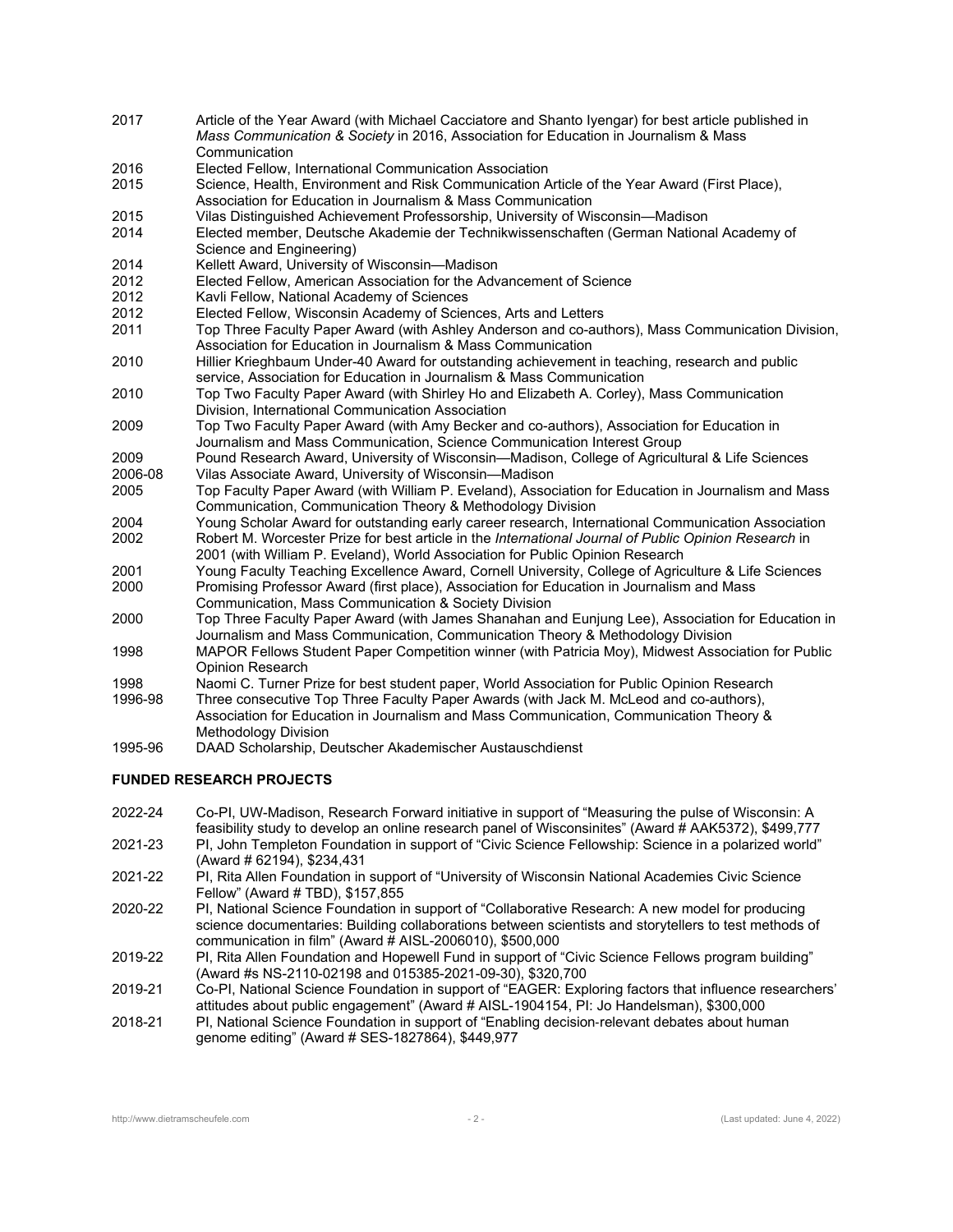2017 Article of the Year Award (with Michael Cacciatore and Shanto Iyengar) for best article published in *Mass Communication & Society* in 2016, Association for Education in Journalism & Mass Communication

2016 Elected Fellow, International Communication Association

2015 Science, Health, Environment and Risk Communication Article of the Year Award (First Place), Association for Education in Journalism & Mass Communication

2015 Vilas Distinguished Achievement Professorship, University of Wisconsin—Madison

2014 Elected member, Deutsche Akademie der Technikwissenschaften (German National Academy of Science and Engineering)

2014 Kellett Award, University of Wisconsin—Madison

2012 Elected Fellow, American Association for the Advancement of Science

2012 Kavli Fellow, National Academy of Sciences

2012 Elected Fellow, Wisconsin Academy of Sciences, Arts and Letters

2011 Top Three Faculty Paper Award (with Ashley Anderson and co-authors), Mass Communication Division, Association for Education in Journalism & Mass Communication

2010 Hillier Krieghbaum Under-40 Award for outstanding achievement in teaching, research and public service, Association for Education in Journalism & Mass Communication

2010 Top Two Faculty Paper Award (with Shirley Ho and Elizabeth A. Corley), Mass Communication Division, International Communication Association

2009 Top Two Faculty Paper Award (with Amy Becker and co-authors), Association for Education in Journalism and Mass Communication, Science Communication Interest Group

2009 Pound Research Award, University of Wisconsin—Madison, College of Agricultural & Life Sciences

2006-08 Vilas Associate Award, University of Wisconsin—Madison

2005 Top Faculty Paper Award (with William P. Eveland), Association for Education in Journalism and Mass Communication, Communication Theory & Methodology Division

2004 Young Scholar Award for outstanding early career research, International Communication Association

2002 Robert M. Worcester Prize for best article in the *International Journal of Public Opinion Research* in 2001 (with William P. Eveland), World Association for Public Opinion Research

2001 Young Faculty Teaching Excellence Award, Cornell University, College of Agriculture & Life Sciences

2000 Promising Professor Award (first place), Association for Education in Journalism and Mass Communication, Mass Communication & Society Division

2000 Top Three Faculty Paper Award (with James Shanahan and Eunjung Lee), Association for Education in Journalism and Mass Communication, Communication Theory & Methodology Division

1998 MAPOR Fellows Student Paper Competition winner (with Patricia Moy), Midwest Association for Public Opinion Research

1998 Naomi C. Turner Prize for best student paper, World Association for Public Opinion Research

1996-98 Three consecutive Top Three Faculty Paper Awards (with Jack M. McLeod and co-authors), Association for Education in Journalism and Mass Communication, Communication Theory & Methodology Division

1995-96 DAAD Scholarship, Deutscher Akademischer Austauschdienst

## FUNDED RESEARCH PROJECTS

2022-24 Co-PI, UW-Madison, Research Forward initiative in support of "Measuring the pulse of Wisconsin: A feasibility study to develop an online research panel of Wisconsinites" (Award # AAK5372), $499,777

2021-23 PI, John Templeton Foundation in support of "Civic Science Fellowship: Science in a polarized world" (Award # 62194), $234,431

2021-22 PI, Rita Allen Foundation in support of "University of Wisconsin National Academies Civic Science Fellow" (Award # TBD), $157,855

2020-22 PI, National Science Foundation in support of "Collaborative Research: A new model for producing science documentaries: Building collaborations between scientists and storytellers to test methods of communication in film" (Award # AISL-2006010), $500,000

2019-22 PI, Rita Allen Foundation and Hopewell Fund in support of "Civic Science Fellows program building" (Award #s NS-2110-02198 and 015385-2021-09-30), $320,700

2019-21 Co-PI, National Science Foundation in support of "EAGER: Exploring factors that influence researchers' attitudes about public engagement" (Award # AISL-1904154, PI: Jo Handelsman), $300,000

2018-21 PI, National Science Foundation in support of "Enabling decision-relevant debates about human genome editing" (Award # SES-1827864), $449,977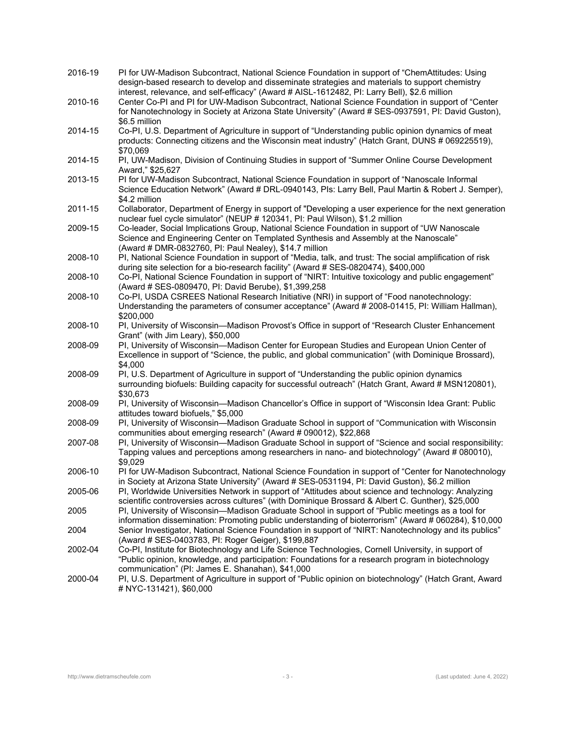2016-19 PI for UW-Madison Subcontract, National Science Foundation in support of "ChemAttitudes: Using design-based research to develop and disseminate strategies and materials to support chemistry interest, relevance, and self-efficacy" (Award # AISL-1612482, PI: Larry Bell), $2.6 million

2010-16 Center Co-PI and PI for UW-Madison Subcontract, National Science Foundation in support of "Center for Nanotechnology in Society at Arizona State University" (Award # SES-0937591, PI: David Guston), $6.5 million

2014-15 Co-PI, U.S. Department of Agriculture in support of "Understanding public opinion dynamics of meat products: Connecting citizens and the Wisconsin meat industry" (Hatch Grant, DUNS # 069225519), $70,069

2014-15 PI, UW-Madison, Division of Continuing Studies in support of "Summer Online Course Development Award," $25,627

2013-15 PI for UW-Madison Subcontract, National Science Foundation in support of "Nanoscale Informal Science Education Network" (Award # DRL-0940143, PIs: Larry Bell, Paul Martin & Robert J. Semper), $4.2 million

2011-15 Collaborator, Department of Energy in support of "Developing a user experience for the next generation nuclear fuel cycle simulator" (NEUP # 120341, PI: Paul Wilson), $1.2 million

2009-15 Co-leader, Social Implications Group, National Science Foundation in support of "UW Nanoscale Science and Engineering Center on Templated Synthesis and Assembly at the Nanoscale" (Award # DMR-0832760, PI: Paul Nealey), $14.7 million

2008-10 PI, National Science Foundation in support of "Media, talk, and trust: The social amplification of risk during site selection for a bio-research facility" (Award # SES-0820474), $400,000

2008-10 Co-PI, National Science Foundation in support of "NIRT: Intuitive toxicology and public engagement" (Award # SES-0809470, PI: David Berube), $1,399,258

2008-10 Co-PI, USDA CSREES National Research Initiative (NRI) in support of "Food nanotechnology: Understanding the parameters of consumer acceptance" (Award # 2008-01415, PI: William Hallman), $200,000

2008-10 PI, University of Wisconsin—Madison Provost's Office in support of "Research Cluster Enhancement Grant" (with Jim Leary), $50,000

2008-09 PI, University of Wisconsin—Madison Center for European Studies and European Union Center of Excellence in support of "Science, the public, and global communication" (with Dominique Brossard), $4,000

2008-09 PI, U.S. Department of Agriculture in support of "Understanding the public opinion dynamics surrounding biofuels: Building capacity for successful outreach" (Hatch Grant, Award # MSN120801), $30,673

2008-09 PI, University of Wisconsin—Madison Chancellor's Office in support of "Wisconsin Idea Grant: Public attitudes toward biofuels," $5,000

2008-09 PI, University of Wisconsin—Madison Graduate School in support of "Communication with Wisconsin communities about emerging research" (Award # 090012), $22,868

2007-08 PI, University of Wisconsin—Madison Graduate School in support of "Science and social responsibility: Tapping values and perceptions among researchers in nano- and biotechnology" (Award # 080010), $9,029

2006-10 PI for UW-Madison Subcontract, National Science Foundation in support of "Center for Nanotechnology in Society at Arizona State University" (Award # SES-0531194, PI: David Guston), $6.2 million

2005-06 PI, Worldwide Universities Network in support of "Attitudes about science and technology: Analyzing scientific controversies across cultures" (with Dominique Brossard & Albert C. Gunther), $25,000

2005 PI, University of Wisconsin—Madison Graduate School in support of "Public meetings as a tool for information dissemination: Promoting public understanding of bioterrorism" (Award # 060284), $10,000

2004 Senior Investigator, National Science Foundation in support of "NIRT: Nanotechnology and its publics" (Award # SES-0403783, PI: Roger Geiger), $199,887

2002-04 Co-PI, Institute for Biotechnology and Life Science Technologies, Cornell University, in support of "Public opinion, knowledge, and participation: Foundations for a research program in biotechnology communication" (PI: James E. Shanahan), $41,000

2000-04 PI, U.S. Department of Agriculture in support of "Public opinion on biotechnology" (Hatch Grant, Award # NYC-131421), $60,000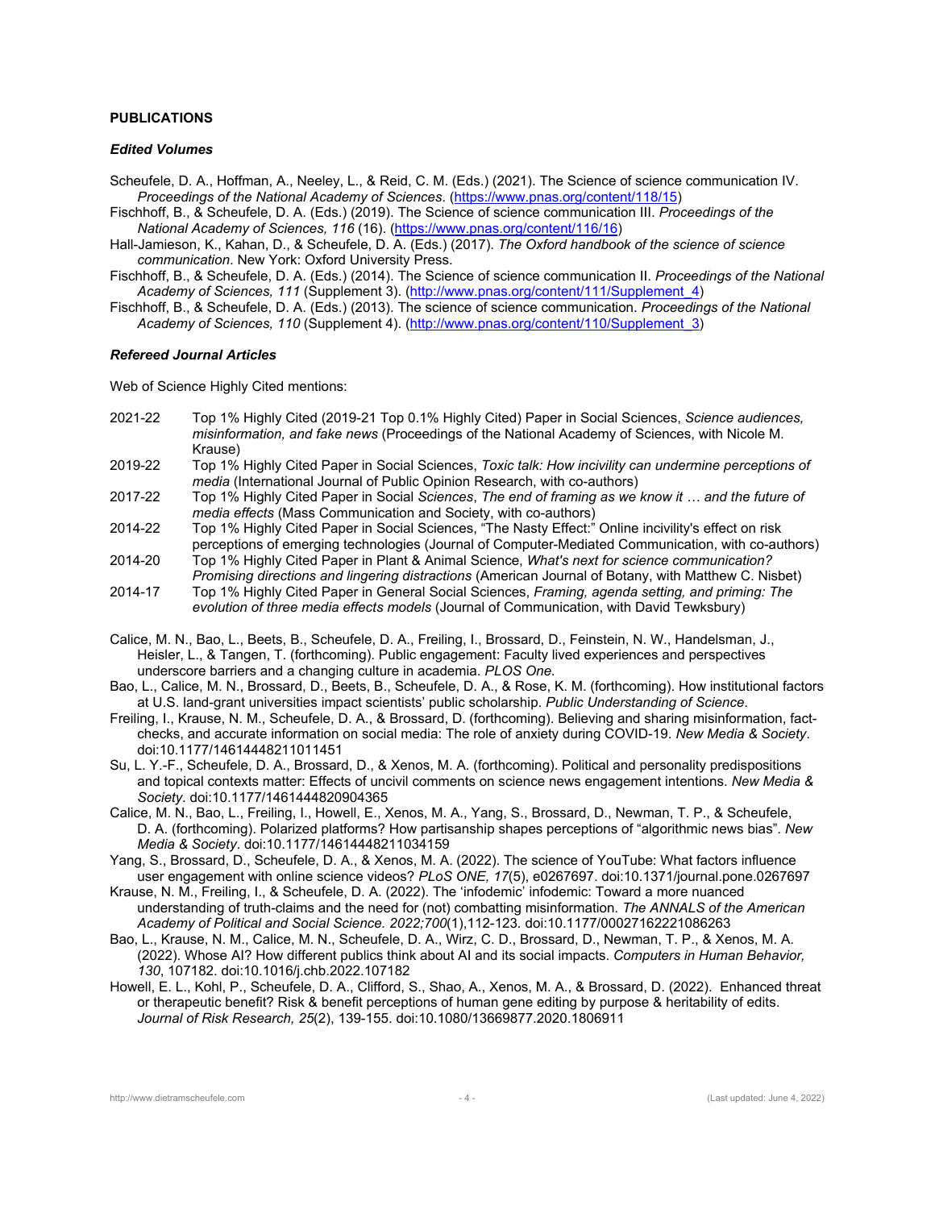## PUBLICATIONS

### *Edited Volumes*

Scheufele, D. A., Hoffman, A., Neeley, L., & Reid, C. M. (Eds.) (2021). The Science of science communication IV. *Proceedings of the National Academy of Sciences*. (https://www.pnas.org/content/118/15)

Fischhoff, B., & Scheufele, D. A. (Eds.) (2019). The Science of science communication III. *Proceedings of the National Academy of Sciences, 116* (16). (https://www.pnas.org/content/116/16)

Hall-Jamieson, K., Kahan, D., & Scheufele, D. A. (Eds.) (2017). *The Oxford handbook of the science of science communication*. New York: Oxford University Press.

Fischhoff, B., & Scheufele, D. A. (Eds.) (2014). The Science of science communication II. *Proceedings of the National Academy of Sciences, 111* (Supplement 3). (http://www.pnas.org/content/111/Supplement_4)

Fischhoff, B., & Scheufele, D. A. (Eds.) (2013). The science of science communication. *Proceedings of the National Academy of Sciences, 110* (Supplement 4). (http://www.pnas.org/content/110/Supplement_3)

### *Refereed Journal Articles*

Web of Science Highly Cited mentions:

| | |
|---|---|
| 2021-22 | Top 1% Highly Cited (2019-21 Top 0.1% Highly Cited) Paper in Social Sciences, *Science audiences, misinformation, and fake news* (Proceedings of the National Academy of Sciences, with Nicole M. Krause) |
| 2019-22 | Top 1% Highly Cited Paper in Social Sciences, *Toxic talk: How incivility can undermine perceptions of media* (International Journal of Public Opinion Research, with co-authors) |
| 2017-22 | Top 1% Highly Cited Paper in Social *Sciences*, *The end of framing as we know it … and the future of media effects* (Mass Communication and Society, with co-authors) |
| 2014-22 | Top 1% Highly Cited Paper in Social Sciences, "The Nasty Effect:" Online incivility's effect on risk perceptions of emerging technologies (Journal of Computer-Mediated Communication, with co-authors) |
| 2014-20 | Top 1% Highly Cited Paper in Plant & Animal Science, *What's next for science communication? Promising directions and lingering distractions* (American Journal of Botany, with Matthew C. Nisbet) |
| 2014-17 | Top 1% Highly Cited Paper in General Social Sciences, *Framing, agenda setting, and priming: The evolution of three media effects models* (Journal of Communication, with David Tewksbury) |

Calice, M. N., Bao, L., Beets, B., Scheufele, D. A., Freiling, I., Brossard, D., Feinstein, N. W., Handelsman, J., Heisler, L., & Tangen, T. (forthcoming). Public engagement: Faculty lived experiences and perspectives underscore barriers and a changing culture in academia. *PLOS One.*

Bao, L., Calice, M. N., Brossard, D., Beets, B., Scheufele, D. A., & Rose, K. M. (forthcoming). How institutional factors at U.S. land-grant universities impact scientists' public scholarship. *Public Understanding of Science*.

Freiling, I., Krause, N. M., Scheufele, D. A., & Brossard, D. (forthcoming). Believing and sharing misinformation, fact-checks, and accurate information on social media: The role of anxiety during COVID-19. *New Media & Society*. doi:10.1177/14614448211011451

Su, L. Y.-F., Scheufele, D. A., Brossard, D., & Xenos, M. A. (forthcoming). Political and personality predispositions and topical contexts matter: Effects of uncivil comments on science news engagement intentions. *New Media & Society*. doi:10.1177/1461444820904365

Calice, M. N., Bao, L., Freiling, I., Howell, E., Xenos, M. A., Yang, S., Brossard, D., Newman, T. P., & Scheufele, D. A. (forthcoming). Polarized platforms? How partisanship shapes perceptions of "algorithmic news bias". *New Media & Society*. doi:10.1177/14614448211034159

Yang, S., Brossard, D., Scheufele, D. A., & Xenos, M. A. (2022). The science of YouTube: What factors influence user engagement with online science videos? *PLoS ONE, 17*(5), e0267697. doi:10.1371/journal.pone.0267697

Krause, N. M., Freiling, I., & Scheufele, D. A. (2022). The 'infodemic' infodemic: Toward a more nuanced understanding of truth-claims and the need for (not) combatting misinformation. *The ANNALS of the American Academy of Political and Social Science. 2022;700*(1),112-123. doi:10.1177/00027162221086263

Bao, L., Krause, N. M., Calice, M. N., Scheufele, D. A., Wirz, C. D., Brossard, D., Newman, T. P., & Xenos, M. A. (2022). Whose AI? How different publics think about AI and its social impacts. *Computers in Human Behavior, 130*, 107182. doi:10.1016/j.chb.2022.107182

Howell, E. L., Kohl, P., Scheufele, D. A., Clifford, S., Shao, A., Xenos, M. A., & Brossard, D. (2022). Enhanced threat or therapeutic benefit? Risk & benefit perceptions of human gene editing by purpose & heritability of edits. *Journal of Risk Research, 25*(2), 139-155. doi:10.1080/13669877.2020.1806911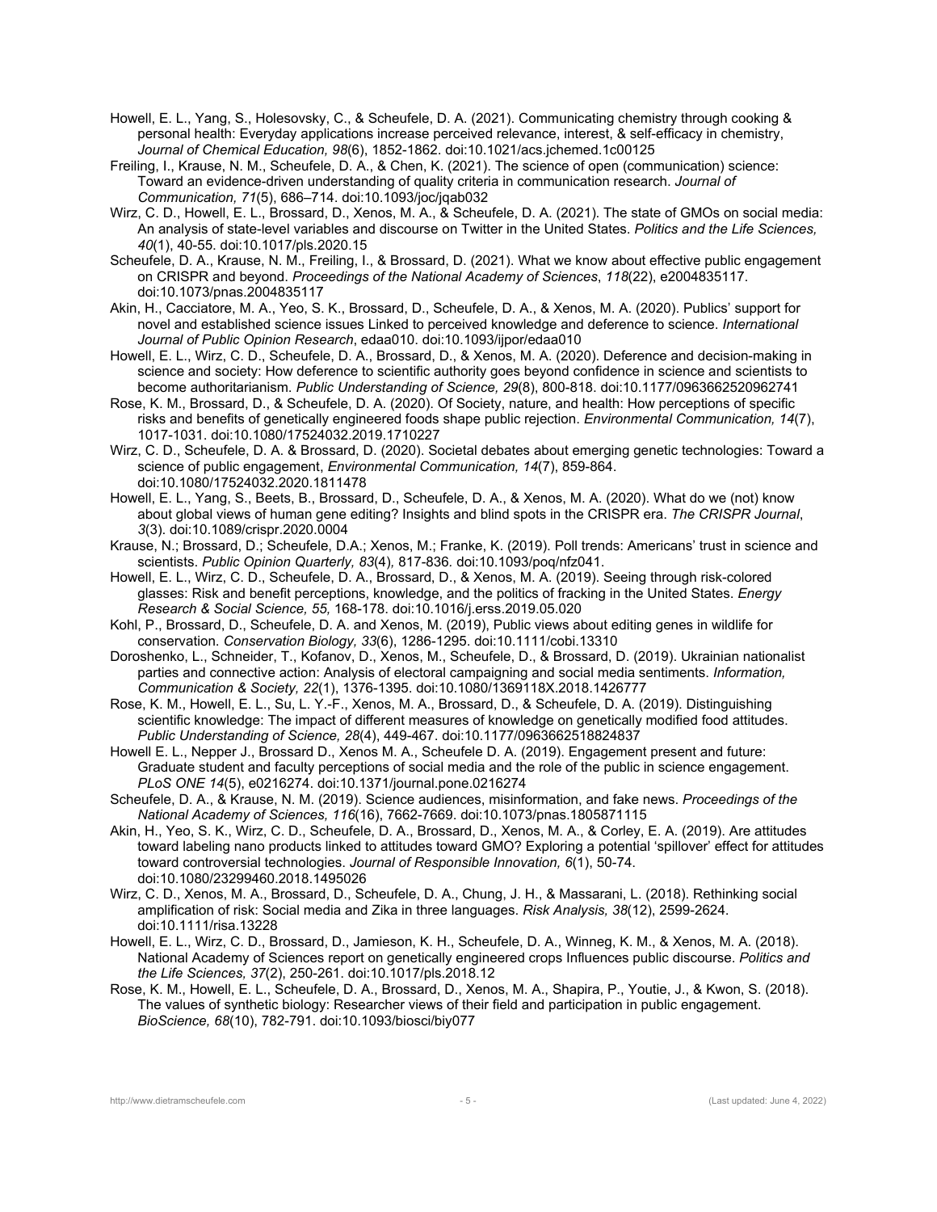Howell, E. L., Yang, S., Holesovsky, C., & Scheufele, D. A. (2021). Communicating chemistry through cooking & personal health: Everyday applications increase perceived relevance, interest, & self-efficacy in chemistry, *Journal of Chemical Education, 98*(6), 1852-1862. doi:10.1021/acs.jchemed.1c00125

Freiling, I., Krause, N. M., Scheufele, D. A., & Chen, K. (2021). The science of open (communication) science: Toward an evidence-driven understanding of quality criteria in communication research. *Journal of Communication, 71*(5), 686–714. doi:10.1093/joc/jqab032

Wirz, C. D., Howell, E. L., Brossard, D., Xenos, M. A., & Scheufele, D. A. (2021). The state of GMOs on social media: An analysis of state-level variables and discourse on Twitter in the United States. *Politics and the Life Sciences, 40*(1), 40-55. doi:10.1017/pls.2020.15

Scheufele, D. A., Krause, N. M., Freiling, I., & Brossard, D. (2021). What we know about effective public engagement on CRISPR and beyond. *Proceedings of the National Academy of Sciences*, *118*(22), e2004835117. doi:10.1073/pnas.2004835117

Akin, H., Cacciatore, M. A., Yeo, S. K., Brossard, D., Scheufele, D. A., & Xenos, M. A. (2020). Publics' support for novel and established science issues Linked to perceived knowledge and deference to science. *International Journal of Public Opinion Research*, edaa010. doi:10.1093/ijpor/edaa010

Howell, E. L., Wirz, C. D., Scheufele, D. A., Brossard, D., & Xenos, M. A. (2020). Deference and decision-making in science and society: How deference to scientific authority goes beyond confidence in science and scientists to become authoritarianism. *Public Understanding of Science, 29*(8), 800-818. doi:10.1177/0963662520962741

Rose, K. M., Brossard, D., & Scheufele, D. A. (2020). Of Society, nature, and health: How perceptions of specific risks and benefits of genetically engineered foods shape public rejection. *Environmental Communication, 14*(7), 1017-1031. doi:10.1080/17524032.2019.1710227

Wirz, C. D., Scheufele, D. A. & Brossard, D. (2020). Societal debates about emerging genetic technologies: Toward a science of public engagement, *Environmental Communication, 14*(7), 859-864. doi:10.1080/17524032.2020.1811478

Howell, E. L., Yang, S., Beets, B., Brossard, D., Scheufele, D. A., & Xenos, M. A. (2020). What do we (not) know about global views of human gene editing? Insights and blind spots in the CRISPR era. *The CRISPR Journal*, *3*(3). doi:10.1089/crispr.2020.0004

Krause, N.; Brossard, D.; Scheufele, D.A.; Xenos, M.; Franke, K. (2019). Poll trends: Americans' trust in science and scientists. *Public Opinion Quarterly, 83*(4), 817-836. doi:10.1093/poq/nfz041.

Howell, E. L., Wirz, C. D., Scheufele, D. A., Brossard, D., & Xenos, M. A. (2019). Seeing through risk-colored glasses: Risk and benefit perceptions, knowledge, and the politics of fracking in the United States. *Energy Research & Social Science, 55,* 168-178. doi:10.1016/j.erss.2019.05.020

Kohl, P., Brossard, D., Scheufele, D. A. and Xenos, M. (2019), Public views about editing genes in wildlife for conservation. *Conservation Biology, 33*(6), 1286-1295. doi:10.1111/cobi.13310

Doroshenko, L., Schneider, T., Kofanov, D., Xenos, M., Scheufele, D., & Brossard, D. (2019). Ukrainian nationalist parties and connective action: Analysis of electoral campaigning and social media sentiments. *Information, Communication & Society, 22*(1), 1376-1395. doi:10.1080/1369118X.2018.1426777

Rose, K. M., Howell, E. L., Su, L. Y.-F., Xenos, M. A., Brossard, D., & Scheufele, D. A. (2019). Distinguishing scientific knowledge: The impact of different measures of knowledge on genetically modified food attitudes. *Public Understanding of Science, 28*(4), 449-467. doi:10.1177/0963662518824837

Howell E. L., Nepper J., Brossard D., Xenos M. A., Scheufele D. A. (2019). Engagement present and future: Graduate student and faculty perceptions of social media and the role of the public in science engagement. *PLoS ONE 14*(5), e0216274. doi:10.1371/journal.pone.0216274

Scheufele, D. A., & Krause, N. M. (2019). Science audiences, misinformation, and fake news. *Proceedings of the National Academy of Sciences, 116*(16), 7662-7669. doi:10.1073/pnas.1805871115

Akin, H., Yeo, S. K., Wirz, C. D., Scheufele, D. A., Brossard, D., Xenos, M. A., & Corley, E. A. (2019). Are attitudes toward labeling nano products linked to attitudes toward GMO? Exploring a potential 'spillover' effect for attitudes toward controversial technologies. *Journal of Responsible Innovation, 6*(1), 50-74. doi:10.1080/23299460.2018.1495026

Wirz, C. D., Xenos, M. A., Brossard, D., Scheufele, D. A., Chung, J. H., & Massarani, L. (2018). Rethinking social amplification of risk: Social media and Zika in three languages. *Risk Analysis, 38*(12), 2599-2624. doi:10.1111/risa.13228

Howell, E. L., Wirz, C. D., Brossard, D., Jamieson, K. H., Scheufele, D. A., Winneg, K. M., & Xenos, M. A. (2018). National Academy of Sciences report on genetically engineered crops Influences public discourse. *Politics and the Life Sciences, 37*(2), 250-261. doi:10.1017/pls.2018.12

Rose, K. M., Howell, E. L., Scheufele, D. A., Brossard, D., Xenos, M. A., Shapira, P., Youtie, J., & Kwon, S. (2018). The values of synthetic biology: Researcher views of their field and participation in public engagement. *BioScience, 68*(10), 782-791. doi:10.1093/biosci/biy077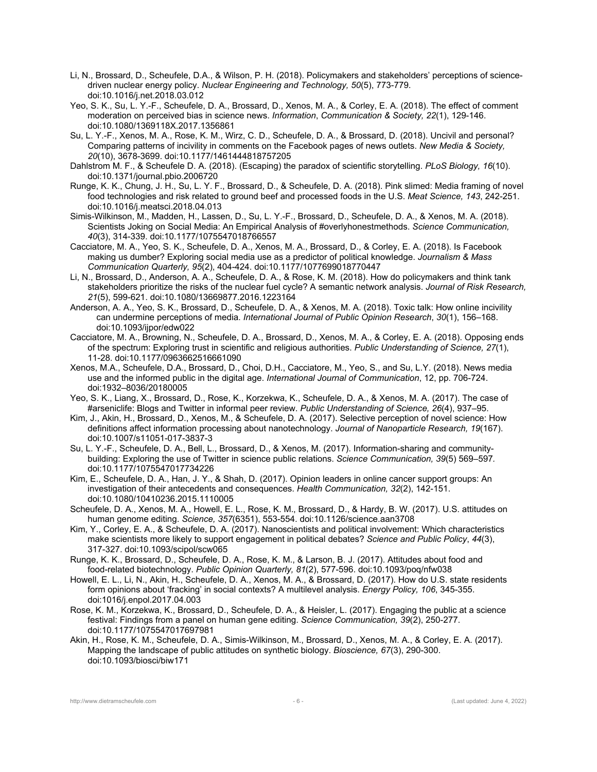Li, N., Brossard, D., Scheufele, D.A., & Wilson, P. H. (2018). Policymakers and stakeholders' perceptions of science-driven nuclear energy policy. *Nuclear Engineering and Technology, 50*(5), 773-779. doi:10.1016/j.net.2018.03.012

Yeo, S. K., Su, L. Y.-F., Scheufele, D. A., Brossard, D., Xenos, M. A., & Corley, E. A. (2018). The effect of comment moderation on perceived bias in science news. *Information*, *Communication & Society, 22*(1), 129-146. doi:10.1080/1369118X.2017.1356861

Su, L. Y.-F., Xenos, M. A., Rose, K. M., Wirz, C. D., Scheufele, D. A., & Brossard, D. (2018). Uncivil and personal? Comparing patterns of incivility in comments on the Facebook pages of news outlets. *New Media & Society, 20*(10), 3678-3699. doi:10.1177/1461444818757205

Dahlstrom M. F., & Scheufele D. A. (2018). (Escaping) the paradox of scientific storytelling. *PLoS Biology, 16*(10). doi:10.1371/journal.pbio.2006720

Runge, K. K., Chung, J. H., Su, L. Y. F., Brossard, D., & Scheufele, D. A. (2018). Pink slimed: Media framing of novel food technologies and risk related to ground beef and processed foods in the U.S. *Meat Science, 143*, 242-251. doi:10.1016/j.meatsci.2018.04.013

Simis-Wilkinson, M., Madden, H., Lassen, D., Su, L. Y.-F., Brossard, D., Scheufele, D. A., & Xenos, M. A. (2018). Scientists Joking on Social Media: An Empirical Analysis of #overlyhonestmethods. *Science Communication, 40*(3), 314-339. doi:10.1177/1075547018766557

Cacciatore, M. A., Yeo, S. K., Scheufele, D. A., Xenos, M. A., Brossard, D., & Corley, E. A. (2018). Is Facebook making us dumber? Exploring social media use as a predictor of political knowledge. *Journalism & Mass Communication Quarterly, 95*(2), 404-424. doi:10.1177/1077699018770447

Li, N., Brossard, D., Anderson, A. A., Scheufele, D. A., & Rose, K. M. (2018). How do policymakers and think tank stakeholders prioritize the risks of the nuclear fuel cycle? A semantic network analysis. *Journal of Risk Research, 21*(5), 599-621. doi:10.1080/13669877.2016.1223164

Anderson, A. A., Yeo, S. K., Brossard, D., Scheufele, D. A., & Xenos, M. A. (2018). Toxic talk: How online incivility can undermine perceptions of media. *International Journal of Public Opinion Research*, *30*(1), 156–168. doi:10.1093/ijpor/edw022

Cacciatore, M. A., Browning, N., Scheufele, D. A., Brossard, D., Xenos, M. A., & Corley, E. A. (2018). Opposing ends of the spectrum: Exploring trust in scientific and religious authorities. *Public Understanding of Science, 27*(1), 11-28. doi:10.1177/0963662516661090

Xenos, M.A., Scheufele, D.A., Brossard, D., Choi, D.H., Cacciatore, M., Yeo, S., and Su, L.Y. (2018). News media use and the informed public in the digital age. *International Journal of Communication*, 12, pp. 706-724. doi:1932–8036/20180005

Yeo, S. K., Liang, X., Brossard, D., Rose, K., Korzekwa, K., Scheufele, D. A., & Xenos, M. A. (2017). The case of #arseniclife: Blogs and Twitter in informal peer review. *Public Understanding of Science, 26*(4), 937–95.

Kim, J., Akin, H., Brossard, D., Xenos, M., & Scheufele, D. A. (2017). Selective perception of novel science: How definitions affect information processing about nanotechnology. *Journal of Nanoparticle Research, 19*(167). doi:10.1007/s11051-017-3837-3

Su, L. Y.-F., Scheufele, D. A., Bell, L., Brossard, D., & Xenos, M. (2017). Information-sharing and community-building: Exploring the use of Twitter in science public relations. *Science Communication, 39*(5) 569–597. doi:10.1177/1075547017734226

Kim, E., Scheufele, D. A., Han, J. Y., & Shah, D. (2017). Opinion leaders in online cancer support groups: An investigation of their antecedents and consequences. *Health Communication, 32*(2), 142-151. doi:10.1080/10410236.2015.1110005

Scheufele, D. A., Xenos, M. A., Howell, E. L., Rose, K. M., Brossard, D., & Hardy, B. W. (2017). U.S. attitudes on human genome editing. *Science, 357*(6351), 553-554. doi:10.1126/science.aan3708

Kim, Y., Corley, E. A., & Scheufele, D. A. (2017). Nanoscientists and political involvement: Which characteristics make scientists more likely to support engagement in political debates? *Science and Public Policy*, *44*(3), 317-327. doi:10.1093/scipol/scw065

Runge, K. K., Brossard, D., Scheufele, D. A., Rose, K. M., & Larson, B. J. (2017). Attitudes about food and food-related biotechnology. *Public Opinion Quarterly, 81*(2), 577-596. doi:10.1093/poq/nfw038

Howell, E. L., Li, N., Akin, H., Scheufele, D. A., Xenos, M. A., & Brossard, D. (2017). How do U.S. state residents form opinions about 'fracking' in social contexts? A multilevel analysis. *Energy Policy, 106*, 345-355. doi:1016/j.enpol.2017.04.003

Rose, K. M., Korzekwa, K., Brossard, D., Scheufele, D. A., & Heisler, L. (2017). Engaging the public at a science festival: Findings from a panel on human gene editing. *Science Communication, 39*(2), 250-277. doi:10.1177/1075547017697981

Akin, H., Rose, K. M., Scheufele, D. A., Simis-Wilkinson, M., Brossard, D., Xenos, M. A., & Corley, E. A. (2017). Mapping the landscape of public attitudes on synthetic biology. *Bioscience, 67*(3), 290-300. doi:10.1093/biosci/biw171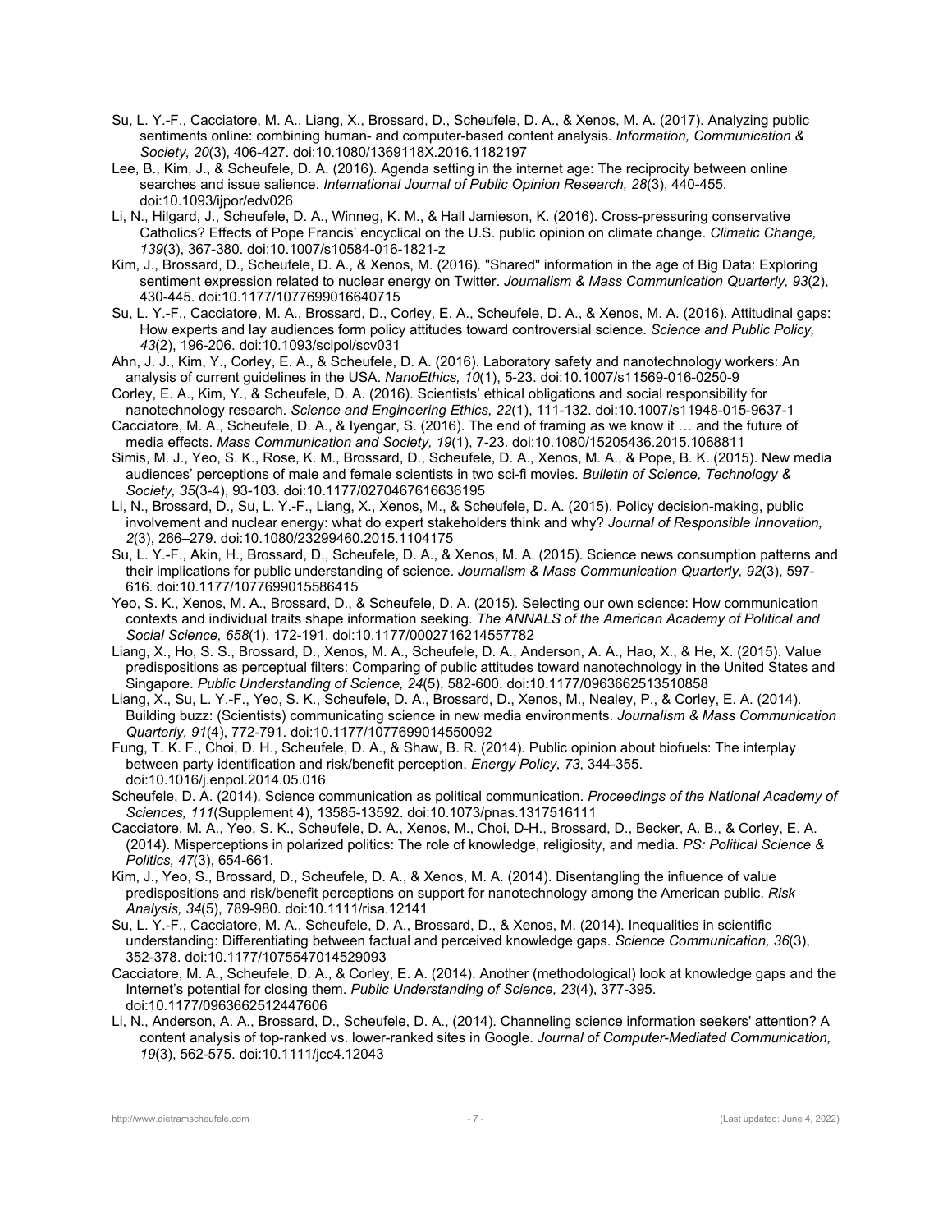Su, L. Y.-F., Cacciatore, M. A., Liang, X., Brossard, D., Scheufele, D. A., & Xenos, M. A. (2017). Analyzing public sentiments online: combining human- and computer-based content analysis. *Information, Communication & Society, 20*(3), 406-427. doi:10.1080/1369118X.2016.1182197

Lee, B., Kim, J., & Scheufele, D. A. (2016). Agenda setting in the internet age: The reciprocity between online searches and issue salience. *International Journal of Public Opinion Research, 28*(3), 440-455. doi:10.1093/ijpor/edv026

Li, N., Hilgard, J., Scheufele, D. A., Winneg, K. M., & Hall Jamieson, K. (2016). Cross-pressuring conservative Catholics? Effects of Pope Francis' encyclical on the U.S. public opinion on climate change. *Climatic Change, 139*(3), 367-380. doi:10.1007/s10584-016-1821-z

Kim, J., Brossard, D., Scheufele, D. A., & Xenos, M. (2016). "Shared" information in the age of Big Data: Exploring sentiment expression related to nuclear energy on Twitter. *Journalism & Mass Communication Quarterly, 93*(2), 430-445. doi:10.1177/1077699016640715

Su, L. Y.-F., Cacciatore, M. A., Brossard, D., Corley, E. A., Scheufele, D. A., & Xenos, M. A. (2016). Attitudinal gaps: How experts and lay audiences form policy attitudes toward controversial science. *Science and Public Policy, 43*(2), 196-206. doi:10.1093/scipol/scv031

Ahn, J. J., Kim, Y., Corley, E. A., & Scheufele, D. A. (2016). Laboratory safety and nanotechnology workers: An analysis of current guidelines in the USA. *NanoEthics, 10*(1), 5-23. doi:10.1007/s11569-016-0250-9

Corley, E. A., Kim, Y., & Scheufele, D. A. (2016). Scientists' ethical obligations and social responsibility for nanotechnology research. *Science and Engineering Ethics, 22*(1), 111-132. doi:10.1007/s11948-015-9637-1

Cacciatore, M. A., Scheufele, D. A., & Iyengar, S. (2016). The end of framing as we know it … and the future of media effects. *Mass Communication and Society, 19*(1), 7-23. doi:10.1080/15205436.2015.1068811

Simis, M. J., Yeo, S. K., Rose, K. M., Brossard, D., Scheufele, D. A., Xenos, M. A., & Pope, B. K. (2015). New media audiences' perceptions of male and female scientists in two sci-fi movies. *Bulletin of Science, Technology & Society, 35*(3-4), 93-103. doi:10.1177/0270467616636195

Li, N., Brossard, D., Su, L. Y.-F., Liang, X., Xenos, M., & Scheufele, D. A. (2015). Policy decision-making, public involvement and nuclear energy: what do expert stakeholders think and why? *Journal of Responsible Innovation, 2*(3), 266–279. doi:10.1080/23299460.2015.1104175

Su, L. Y.-F., Akin, H., Brossard, D., Scheufele, D. A., & Xenos, M. A. (2015). Science news consumption patterns and their implications for public understanding of science. *Journalism & Mass Communication Quarterly, 92*(3), 597-616. doi:10.1177/1077699015586415

Yeo, S. K., Xenos, M. A., Brossard, D., & Scheufele, D. A. (2015). Selecting our own science: How communication contexts and individual traits shape information seeking. *The ANNALS of the American Academy of Political and Social Science, 658*(1), 172-191. doi:10.1177/0002716214557782

Liang, X., Ho, S. S., Brossard, D., Xenos, M. A., Scheufele, D. A., Anderson, A. A., Hao, X., & He, X. (2015). Value predispositions as perceptual filters: Comparing of public attitudes toward nanotechnology in the United States and Singapore. *Public Understanding of Science, 24*(5), 582-600. doi:10.1177/0963662513510858

Liang, X., Su, L. Y.-F., Yeo, S. K., Scheufele, D. A., Brossard, D., Xenos, M., Nealey, P., & Corley, E. A. (2014). Building buzz: (Scientists) communicating science in new media environments. *Journalism & Mass Communication Quarterly, 91*(4), 772-791. doi:10.1177/1077699014550092

Fung, T. K. F., Choi, D. H., Scheufele, D. A., & Shaw, B. R. (2014). Public opinion about biofuels: The interplay between party identification and risk/benefit perception. *Energy Policy, 73*, 344-355. doi:10.1016/j.enpol.2014.05.016

Scheufele, D. A. (2014). Science communication as political communication. *Proceedings of the National Academy of Sciences, 111*(Supplement 4), 13585-13592. doi:10.1073/pnas.1317516111

Cacciatore, M. A., Yeo, S. K., Scheufele, D. A., Xenos, M., Choi, D-H., Brossard, D., Becker, A. B., & Corley, E. A. (2014). Misperceptions in polarized politics: The role of knowledge, religiosity, and media. *PS: Political Science & Politics, 47*(3), 654-661.

Kim, J., Yeo, S., Brossard, D., Scheufele, D. A., & Xenos, M. A. (2014). Disentangling the influence of value predispositions and risk/benefit perceptions on support for nanotechnology among the American public. *Risk Analysis, 34*(5), 789-980. doi:10.1111/risa.12141

Su, L. Y.-F., Cacciatore, M. A., Scheufele, D. A., Brossard, D., & Xenos, M. (2014). Inequalities in scientific understanding: Differentiating between factual and perceived knowledge gaps. *Science Communication, 36*(3), 352-378. doi:10.1177/1075547014529093

Cacciatore, M. A., Scheufele, D. A., & Corley, E. A. (2014). Another (methodological) look at knowledge gaps and the Internet's potential for closing them. *Public Understanding of Science, 23*(4), 377-395. doi:10.1177/0963662512447606

Li, N., Anderson, A. A., Brossard, D., Scheufele, D. A., (2014). Channeling science information seekers' attention? A content analysis of top-ranked vs. lower-ranked sites in Google. *Journal of Computer-Mediated Communication, 19*(3), 562-575. doi:10.1111/jcc4.12043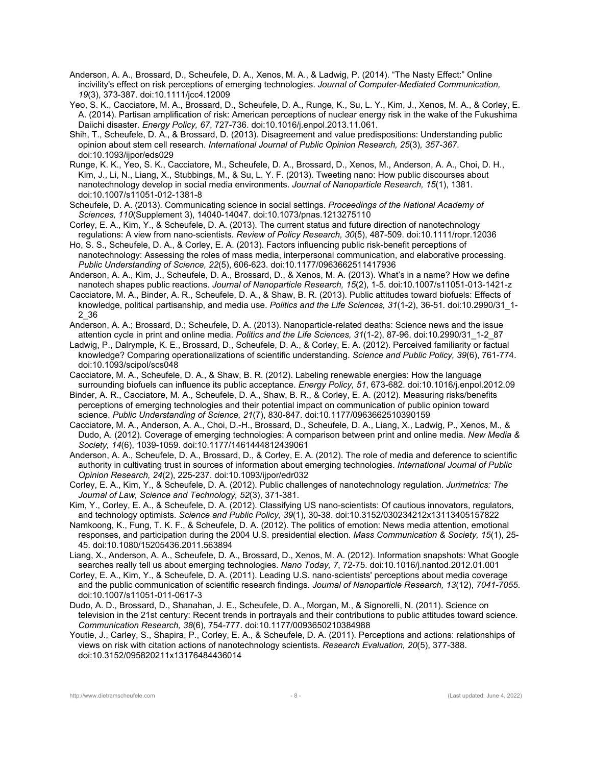Anderson, A. A., Brossard, D., Scheufele, D. A., Xenos, M. A., & Ladwig, P. (2014). "The Nasty Effect:" Online incivility's effect on risk perceptions of emerging technologies. *Journal of Computer-Mediated Communication, 19*(3), 373-387. doi:10.1111/jcc4.12009

Yeo, S. K., Cacciatore, M. A., Brossard, D., Scheufele, D. A., Runge, K., Su, L. Y., Kim, J., Xenos, M. A., & Corley, E. A. (2014). Partisan amplification of risk: American perceptions of nuclear energy risk in the wake of the Fukushima Daiichi disaster. *Energy Policy, 67*, 727-736. doi:10.1016/j.enpol.2013.11.061.

Shih, T., Scheufele, D. A., & Brossard, D. (2013). Disagreement and value predispositions: Understanding public opinion about stem cell research. *International Journal of Public Opinion Research, 25*(3)*, 357-367*. doi:10.1093/ijpor/eds029

Runge, K. K., Yeo, S. K., Cacciatore, M., Scheufele, D. A., Brossard, D., Xenos, M., Anderson, A. A., Choi, D. H., Kim, J., Li, N., Liang, X., Stubbings, M., & Su, L. Y. F. (2013). Tweeting nano: How public discourses about nanotechnology develop in social media environments. *Journal of Nanoparticle Research, 15*(1), 1381. doi:10.1007/s11051-012-1381-8

Scheufele, D. A. (2013). Communicating science in social settings. *Proceedings of the National Academy of Sciences, 110*(Supplement 3), 14040-14047. doi:10.1073/pnas.1213275110

Corley, E. A., Kim, Y., & Scheufele, D. A. (2013). The current status and future direction of nanotechnology regulations: A view from nano-scientists. *Review of Policy Research, 30*(5), 487-509. doi:10.1111/ropr.12036

Ho, S. S., Scheufele, D. A., & Corley, E. A. (2013). Factors influencing public risk-benefit perceptions of nanotechnology: Assessing the roles of mass media, interpersonal communication, and elaborative processing. *Public Understanding of Science, 22*(5), 606-623. doi:10.1177/0963662511417936

Anderson, A. A., Kim, J., Scheufele, D. A., Brossard, D., & Xenos, M. A. (2013). What's in a name? How we define nanotech shapes public reactions. *Journal of Nanoparticle Research, 15*(2), 1-5. doi:10.1007/s11051-013-1421-z

Cacciatore, M. A., Binder, A. R., Scheufele, D. A., & Shaw, B. R. (2013). Public attitudes toward biofuels: Effects of knowledge, political partisanship, and media use. *Politics and the Life Sciences, 31*(1-2), 36-51. doi:10.2990/31_1-2_36

Anderson, A. A.; Brossard, D.; Scheufele, D. A. (2013). Nanoparticle-related deaths: Science news and the issue attention cycle in print and online media. *Politics and the Life Sciences, 31*(1-2), 87-96. doi:10.2990/31_1-2_87

Ladwig, P., Dalrymple, K. E., Brossard, D., Scheufele, D. A., & Corley, E. A. (2012). Perceived familiarity or factual knowledge? Comparing operationalizations of scientific understanding. *Science and Public Policy, 39*(6), 761-774. doi:10.1093/scipol/scs048

Cacciatore, M. A., Scheufele, D. A., & Shaw, B. R. (2012). Labeling renewable energies: How the language surrounding biofuels can influence its public acceptance. *Energy Policy, 51*, 673-682. doi:10.1016/j.enpol.2012.09

Binder, A. R., Cacciatore, M. A., Scheufele, D. A., Shaw, B. R., & Corley, E. A. (2012). Measuring risks/benefits perceptions of emerging technologies and their potential impact on communication of public opinion toward science. *Public Understanding of Science, 21*(7), 830-847. doi:10.1177/0963662510390159

Cacciatore, M. A., Anderson, A. A., Choi, D.-H., Brossard, D., Scheufele, D. A., Liang, X., Ladwig, P., Xenos, M., & Dudo, A. (2012). Coverage of emerging technologies: A comparison between print and online media. *New Media & Society, 14*(6), 1039-1059. doi:10.1177/1461444812439061

Anderson, A. A., Scheufele, D. A., Brossard, D., & Corley, E. A. (2012). The role of media and deference to scientific authority in cultivating trust in sources of information about emerging technologies. *International Journal of Public Opinion Research, 24*(2), 225-237. doi:10.1093/ijpor/edr032

Corley, E. A., Kim, Y., & Scheufele, D. A. (2012). Public challenges of nanotechnology regulation. *Jurimetrics: The Journal of Law, Science and Technology, 52*(3), 371-381.

Kim, Y., Corley, E. A., & Scheufele, D. A. (2012). Classifying US nano-scientists: Of cautious innovators, regulators, and technology optimists. *Science and Public Policy, 39*(1), 30-38. doi:10.3152/030234212x13113405157822

Namkoong, K., Fung, T. K. F., & Scheufele, D. A. (2012). The politics of emotion: News media attention, emotional responses, and participation during the 2004 U.S. presidential election. *Mass Communication & Society, 15*(1), 25-45. doi:10.1080/15205436.2011.563894

Liang, X., Anderson, A. A., Scheufele, D. A., Brossard, D., Xenos, M. A. (2012). Information snapshots: What Google searches really tell us about emerging technologies. *Nano Today, 7*, 72-75. doi:10.1016/j.nantod.2012.01.001

Corley, E. A., Kim, Y., & Scheufele, D. A. (2011). Leading U.S. nano-scientists' perceptions about media coverage and the public communication of scientific research findings. *Journal of Nanoparticle Research, 13*(12), *7041-7055*. doi:10.1007/s11051-011-0617-3

Dudo, A. D., Brossard, D., Shanahan, J. E., Scheufele, D. A., Morgan, M., & Signorelli, N. (2011). Science on television in the 21st century: Recent trends in portrayals and their contributions to public attitudes toward science. *Communication Research, 38*(6), 754-777. doi:10.1177/0093650210384988

Youtie, J., Carley, S., Shapira, P., Corley, E. A., & Scheufele, D. A. (2011). Perceptions and actions: relationships of views on risk with citation actions of nanotechnology scientists. *Research Evaluation, 20*(5), 377-388. doi:10.3152/095820211x13176484436014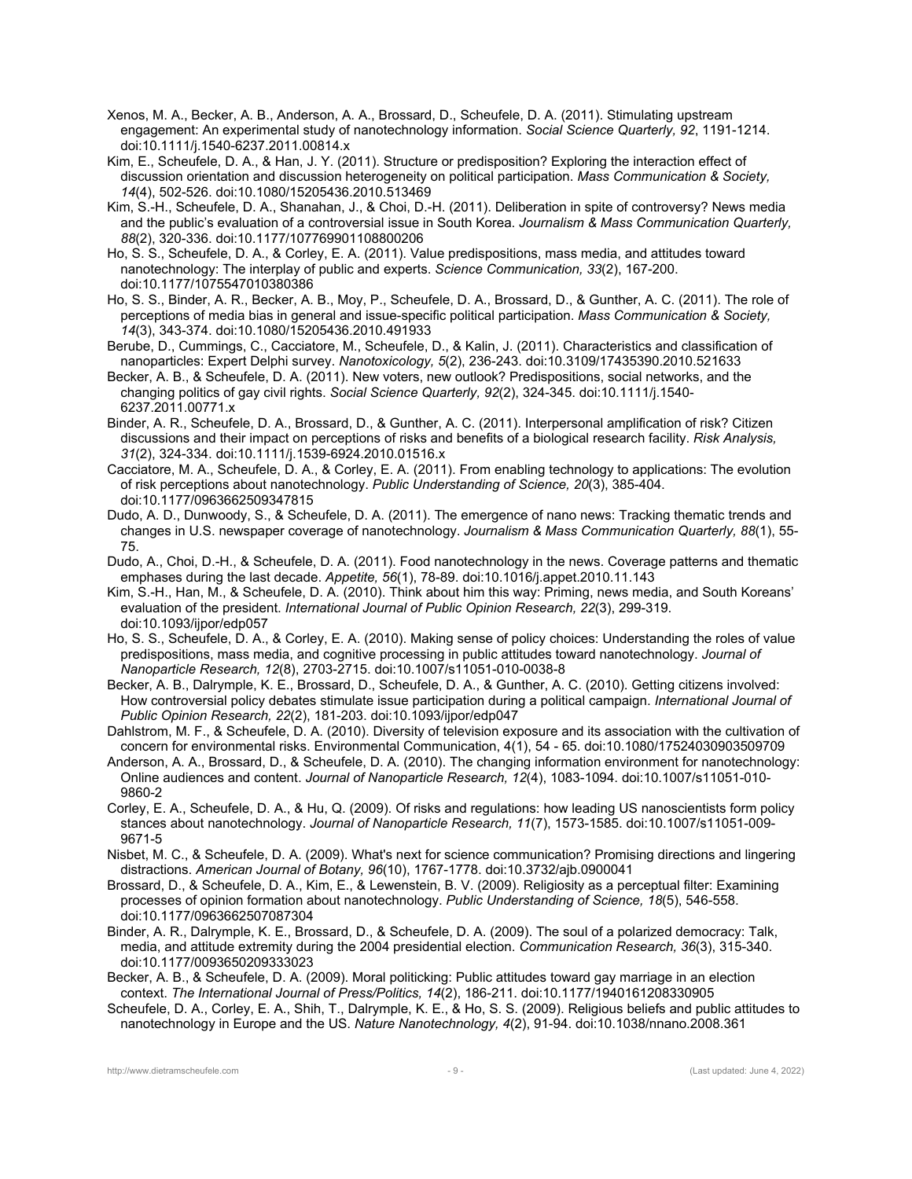Xenos, M. A., Becker, A. B., Anderson, A. A., Brossard, D., Scheufele, D. A. (2011). Stimulating upstream engagement: An experimental study of nanotechnology information. *Social Science Quarterly, 92*, 1191-1214. doi:10.1111/j.1540-6237.2011.00814.x

Kim, E., Scheufele, D. A., & Han, J. Y. (2011). Structure or predisposition? Exploring the interaction effect of discussion orientation and discussion heterogeneity on political participation. *Mass Communication & Society, 14*(4), 502-526. doi:10.1080/15205436.2010.513469

Kim, S.-H., Scheufele, D. A., Shanahan, J., & Choi, D.-H. (2011). Deliberation in spite of controversy? News media and the public's evaluation of a controversial issue in South Korea. *Journalism & Mass Communication Quarterly, 88*(2), 320-336. doi:10.1177/107769901108800206

Ho, S. S., Scheufele, D. A., & Corley, E. A. (2011). Value predispositions, mass media, and attitudes toward nanotechnology: The interplay of public and experts. *Science Communication, 33*(2), 167-200. doi:10.1177/1075547010380386

Ho, S. S., Binder, A. R., Becker, A. B., Moy, P., Scheufele, D. A., Brossard, D., & Gunther, A. C. (2011). The role of perceptions of media bias in general and issue-specific political participation. *Mass Communication & Society, 14*(3), 343-374. doi:10.1080/15205436.2010.491933

Berube, D., Cummings, C., Cacciatore, M., Scheufele, D., & Kalin, J. (2011). Characteristics and classification of nanoparticles: Expert Delphi survey. *Nanotoxicology, 5*(2), 236-243. doi:10.3109/17435390.2010.521633

Becker, A. B., & Scheufele, D. A. (2011). New voters, new outlook? Predispositions, social networks, and the changing politics of gay civil rights. *Social Science Quarterly, 92*(2), 324-345. doi:10.1111/j.1540-6237.2011.00771.x

Binder, A. R., Scheufele, D. A., Brossard, D., & Gunther, A. C. (2011). Interpersonal amplification of risk? Citizen discussions and their impact on perceptions of risks and benefits of a biological research facility. *Risk Analysis, 31*(2), 324-334. doi:10.1111/j.1539-6924.2010.01516.x

Cacciatore, M. A., Scheufele, D. A., & Corley, E. A. (2011). From enabling technology to applications: The evolution of risk perceptions about nanotechnology. *Public Understanding of Science, 20*(3), 385-404. doi:10.1177/0963662509347815

Dudo, A. D., Dunwoody, S., & Scheufele, D. A. (2011). The emergence of nano news: Tracking thematic trends and changes in U.S. newspaper coverage of nanotechnology. *Journalism & Mass Communication Quarterly, 88*(1), 55-75.

Dudo, A., Choi, D.-H., & Scheufele, D. A. (2011). Food nanotechnology in the news. Coverage patterns and thematic emphases during the last decade. *Appetite, 56*(1), 78-89. doi:10.1016/j.appet.2010.11.143

Kim, S.-H., Han, M., & Scheufele, D. A. (2010). Think about him this way: Priming, news media, and South Koreans' evaluation of the president. *International Journal of Public Opinion Research, 22*(3), 299-319. doi:10.1093/ijpor/edp057

Ho, S. S., Scheufele, D. A., & Corley, E. A. (2010). Making sense of policy choices: Understanding the roles of value predispositions, mass media, and cognitive processing in public attitudes toward nanotechnology. *Journal of Nanoparticle Research, 12*(8), 2703-2715. doi:10.1007/s11051-010-0038-8

Becker, A. B., Dalrymple, K. E., Brossard, D., Scheufele, D. A., & Gunther, A. C. (2010). Getting citizens involved: How controversial policy debates stimulate issue participation during a political campaign. *International Journal of Public Opinion Research, 22*(2), 181-203. doi:10.1093/ijpor/edp047

Dahlstrom, M. F., & Scheufele, D. A. (2010). Diversity of television exposure and its association with the cultivation of concern for environmental risks. Environmental Communication, 4(1), 54 - 65. doi:10.1080/17524030903509709

Anderson, A. A., Brossard, D., & Scheufele, D. A. (2010). The changing information environment for nanotechnology: Online audiences and content. *Journal of Nanoparticle Research, 12*(4), 1083-1094. doi:10.1007/s11051-010-9860-2

Corley, E. A., Scheufele, D. A., & Hu, Q. (2009). Of risks and regulations: how leading US nanoscientists form policy stances about nanotechnology. *Journal of Nanoparticle Research, 11*(7), 1573-1585. doi:10.1007/s11051-009-9671-5

Nisbet, M. C., & Scheufele, D. A. (2009). What's next for science communication? Promising directions and lingering distractions. *American Journal of Botany, 96*(10), 1767-1778. doi:10.3732/ajb.0900041

Brossard, D., & Scheufele, D. A., Kim, E., & Lewenstein, B. V. (2009). Religiosity as a perceptual filter: Examining processes of opinion formation about nanotechnology. *Public Understanding of Science, 18*(5), 546-558. doi:10.1177/0963662507087304

Binder, A. R., Dalrymple, K. E., Brossard, D., & Scheufele, D. A. (2009). The soul of a polarized democracy: Talk, media, and attitude extremity during the 2004 presidential election. *Communication Research, 36*(3), 315-340. doi:10.1177/0093650209333023

Becker, A. B., & Scheufele, D. A. (2009). Moral politicking: Public attitudes toward gay marriage in an election context. *The International Journal of Press/Politics, 14*(2), 186-211. doi:10.1177/1940161208330905

Scheufele, D. A., Corley, E. A., Shih, T., Dalrymple, K. E., & Ho, S. S. (2009). Religious beliefs and public attitudes to nanotechnology in Europe and the US. *Nature Nanotechnology, 4*(2), 91-94. doi:10.1038/nnano.2008.361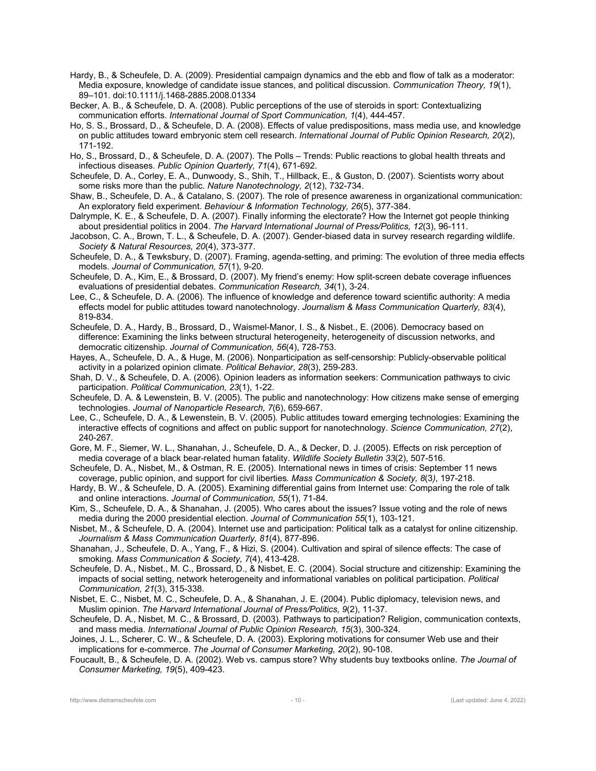Hardy, B., & Scheufele, D. A. (2009). Presidential campaign dynamics and the ebb and flow of talk as a moderator: Media exposure, knowledge of candidate issue stances, and political discussion. *Communication Theory, 19*(1), 89–101. doi:10.1111/j.1468-2885.2008.01334

Becker, A. B., & Scheufele, D. A. (2008). Public perceptions of the use of steroids in sport: Contextualizing communication efforts. *International Journal of Sport Communication, 1*(4), 444-457.

Ho, S. S., Brossard, D., & Scheufele, D. A. (2008). Effects of value predispositions, mass media use, and knowledge on public attitudes toward embryonic stem cell research. *International Journal of Public Opinion Research, 20*(2), 171-192.

Ho, S., Brossard, D., & Scheufele, D. A. (2007). The Polls – Trends: Public reactions to global health threats and infectious diseases. *Public Opinion Quarterly, 71*(4), 671-692.

Scheufele, D. A., Corley, E. A., Dunwoody, S., Shih, T., Hillback, E., & Guston, D. (2007). Scientists worry about some risks more than the public. *Nature Nanotechnology, 2*(12), 732-734.

Shaw, B., Scheufele, D. A., & Catalano, S. (2007). The role of presence awareness in organizational communication: An exploratory field experiment. *Behaviour & Information Technology, 26*(5), 377-384.

Dalrymple, K. E., & Scheufele, D. A. (2007). Finally informing the electorate? How the Internet got people thinking about presidential politics in 2004. *The Harvard International Journal of Press/Politics, 12*(3), 96-111.

Jacobson, C. A., Brown, T. L., & Scheufele, D. A. (2007). Gender-biased data in survey research regarding wildlife. *Society & Natural Resources, 20*(4), 373-377.

Scheufele, D. A., & Tewksbury, D. (2007). Framing, agenda-setting, and priming: The evolution of three media effects models. *Journal of Communication, 57*(1), 9-20.

Scheufele, D. A., Kim, E., & Brossard, D. (2007). My friend's enemy: How split-screen debate coverage influences evaluations of presidential debates. *Communication Research, 34*(1), 3-24.

Lee, C., & Scheufele, D. A. (2006). The influence of knowledge and deference toward scientific authority: A media effects model for public attitudes toward nanotechnology. *Journalism & Mass Communication Quarterly, 83*(4), 819-834.

Scheufele, D. A., Hardy, B., Brossard, D., Waismel-Manor, I. S., & Nisbet., E. (2006). Democracy based on difference: Examining the links between structural heterogeneity, heterogeneity of discussion networks, and democratic citizenship. *Journal of Communication, 56*(4), 728-753.

Hayes, A., Scheufele, D. A., & Huge, M. (2006). Nonparticipation as self-censorship: Publicly-observable political activity in a polarized opinion climate. *Political Behavior*, *28*(3), 259-283.

Shah, D. V., & Scheufele, D. A. (2006). Opinion leaders as information seekers: Communication pathways to civic participation. *Political Communication, 23*(1), 1-22.

Scheufele, D. A. & Lewenstein, B. V. (2005). The public and nanotechnology: How citizens make sense of emerging technologies. *Journal of Nanoparticle Research, 7*(6), 659-667.

Lee, C., Scheufele, D. A., & Lewenstein, B. V. (2005). Public attitudes toward emerging technologies: Examining the interactive effects of cognitions and affect on public support for nanotechnology. *Science Communication, 27*(2), 240-267.

Gore, M. F., Siemer, W. L., Shanahan, J., Scheufele, D. A., & Decker, D. J. (2005). Effects on risk perception of media coverage of a black bear-related human fatality. *Wildlife Society Bulletin 33*(2), 507-516.

Scheufele, D. A., Nisbet, M., & Ostman, R. E. (2005). International news in times of crisis: September 11 news coverage, public opinion, and support for civil liberties. *Mass Communication & Society, 8*(3*)*, 197-218.

Hardy, B. W., & Scheufele, D. A. (2005). Examining differential gains from Internet use: Comparing the role of talk and online interactions. *Journal of Communication, 55*(1), 71-84.

Kim, S., Scheufele, D. A., & Shanahan, J. (2005). Who cares about the issues? Issue voting and the role of news media during the 2000 presidential election. *Journal of Communication 55*(1), 103-121.

Nisbet, M., & Scheufele, D. A. (2004). Internet use and participation: Political talk as a catalyst for online citizenship. *Journalism & Mass Communication Quarterly, 81*(4), 877-896.

Shanahan, J., Scheufele, D. A., Yang, F., & Hizi, S. (2004). Cultivation and spiral of silence effects: The case of smoking. *Mass Communication & Society, 7*(4), 413-428.

Scheufele, D. A., Nisbet., M. C., Brossard, D., & Nisbet, E. C. (2004). Social structure and citizenship: Examining the impacts of social setting, network heterogeneity and informational variables on political participation. *Political Communication, 21*(3), 315-338.

Nisbet, E. C., Nisbet, M. C., Scheufele, D. A., & Shanahan, J. E. (2004). Public diplomacy, television news, and Muslim opinion. *The Harvard International Journal of Press/Politics, 9*(2), 11-37.

Scheufele, D. A., Nisbet, M. C., & Brossard, D. (2003). Pathways to participation? Religion, communication contexts, and mass media. *International Journal of Public Opinion Research, 15*(3), 300-324.

Joines, J. L., Scherer, C. W., & Scheufele, D. A. (2003). Exploring motivations for consumer Web use and their implications for e-commerce. *The Journal of Consumer Marketing, 20*(2), 90-108.

Foucault, B., & Scheufele, D. A. (2002). Web vs. campus store? Why students buy textbooks online. *The Journal of Consumer Marketing, 19*(5), 409-423.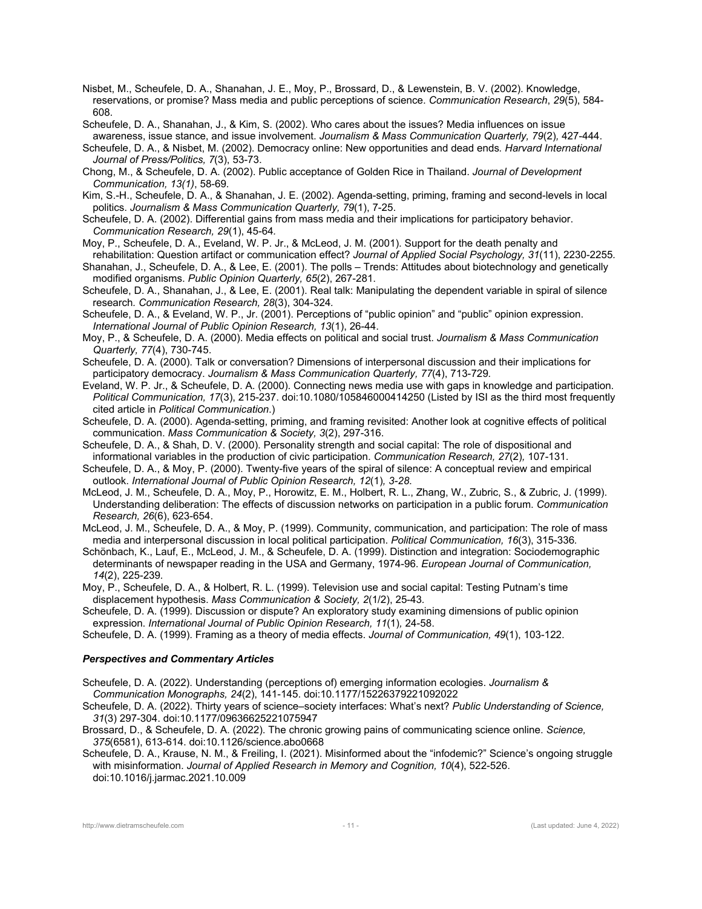Nisbet, M., Scheufele, D. A., Shanahan, J. E., Moy, P., Brossard, D., & Lewenstein, B. V. (2002). Knowledge, reservations, or promise? Mass media and public perceptions of science. *Communication Research*, *29*(5), 584-608.

Scheufele, D. A., Shanahan, J., & Kim, S. (2002). Who cares about the issues? Media influences on issue awareness, issue stance, and issue involvement. *Journalism & Mass Communication Quarterly, 79*(2)*,* 427-444.

Scheufele, D. A., & Nisbet, M. (2002). Democracy online: New opportunities and dead ends*. Harvard International Journal of Press/Politics, 7*(3), 53-73.

Chong, M., & Scheufele, D. A. (2002). Public acceptance of Golden Rice in Thailand. *Journal of Development Communication, 13(1)*, 58-69.

Kim, S.-H., Scheufele, D. A., & Shanahan, J. E. (2002). Agenda-setting, priming, framing and second-levels in local politics. *Journalism & Mass Communication Quarterly, 79*(1), 7-25.

Scheufele, D. A. (2002). Differential gains from mass media and their implications for participatory behavior. *Communication Research, 29*(1), 45-64*.*

Moy, P., Scheufele, D. A., Eveland, W. P. Jr., & McLeod, J. M. (2001). Support for the death penalty and rehabilitation: Question artifact or communication effect? *Journal of Applied Social Psychology, 31*(11), 2230-2255*.*

Shanahan, J., Scheufele, D. A., & Lee, E. (2001). The polls – Trends: Attitudes about biotechnology and genetically modified organisms. *Public Opinion Quarterly, 65*(2), 267-281.

Scheufele, D. A., Shanahan, J., & Lee, E. (2001). Real talk: Manipulating the dependent variable in spiral of silence research*. Communication Research, 28*(3), 304-324*.*

Scheufele, D. A., & Eveland, W. P., Jr. (2001). Perceptions of "public opinion" and "public" opinion expression. *International Journal of Public Opinion Research, 13*(1), 26-44.

Moy, P., & Scheufele, D. A. (2000). Media effects on political and social trust. *Journalism & Mass Communication Quarterly, 77*(4), 730-745.

Scheufele, D. A. (2000). Talk or conversation? Dimensions of interpersonal discussion and their implications for participatory democracy. *Journalism & Mass Communication Quarterly, 77*(4), 713-729*.*

Eveland, W. P. Jr., & Scheufele, D. A. (2000). Connecting news media use with gaps in knowledge and participation. *Political Communication, 17*(3), 215-237. doi:10.1080/105846000414250 (Listed by ISI as the third most frequently cited article in *Political Communication*.)

Scheufele, D. A. (2000). Agenda-setting, priming, and framing revisited: Another look at cognitive effects of political communication. *Mass Communication & Society, 3*(2), 297-316.

Scheufele, D. A., & Shah, D. V. (2000). Personality strength and social capital: The role of dispositional and informational variables in the production of civic participation. *Communication Research, 27*(2)*,* 107-131.

Scheufele, D. A., & Moy, P. (2000). Twenty-five years of the spiral of silence: A conceptual review and empirical outlook. *International Journal of Public Opinion Research, 12*(1)*, 3-28.*

McLeod, J. M., Scheufele, D. A., Moy, P., Horowitz, E. M., Holbert, R. L., Zhang, W., Zubric, S., & Zubric, J. (1999). Understanding deliberation: The effects of discussion networks on participation in a public forum*. Communication Research, 26*(6), 623-654.

McLeod, J. M., Scheufele, D. A., & Moy, P. (1999). Community, communication, and participation: The role of mass media and interpersonal discussion in local political participation. *Political Communication, 16*(3), 315-336*.*

Schönbach, K., Lauf, E., McLeod, J. M., & Scheufele, D. A. (1999). Distinction and integration: Sociodemographic determinants of newspaper reading in the USA and Germany, 1974-96. *European Journal of Communication, 14*(2), 225-239*.*

Moy, P., Scheufele, D. A., & Holbert, R. L. (1999). Television use and social capital: Testing Putnam's time displacement hypothesis. *Mass Communication & Society, 2*(1/2), 25-43.

Scheufele, D. A. (1999). Discussion or dispute? An exploratory study examining dimensions of public opinion expression*. International Journal of Public Opinion Research, 11*(1)*,* 24-58.

Scheufele, D. A. (1999). Framing as a theory of media effects*. Journal of Communication, 49*(1), 103-122.

### *Perspectives and Commentary Articles*

Scheufele, D. A. (2022). Understanding (perceptions of) emerging information ecologies. *Journalism & Communication Monographs, 24*(2), 141-145. doi:10.1177/15226379221092022

Scheufele, D. A. (2022). Thirty years of science–society interfaces: What's next? *Public Understanding of Science, 31*(3) 297-304. doi:10.1177/09636625221075947

Brossard, D., & Scheufele, D. A. (2022). The chronic growing pains of communicating science online. *Science, 375*(6581), 613-614. doi:10.1126/science.abo0668

Scheufele, D. A., Krause, N. M., & Freiling, I. (2021). Misinformed about the "infodemic?" Science's ongoing struggle with misinformation. *Journal of Applied Research in Memory and Cognition, 10*(4), 522-526. doi:10.1016/j.jarmac.2021.10.009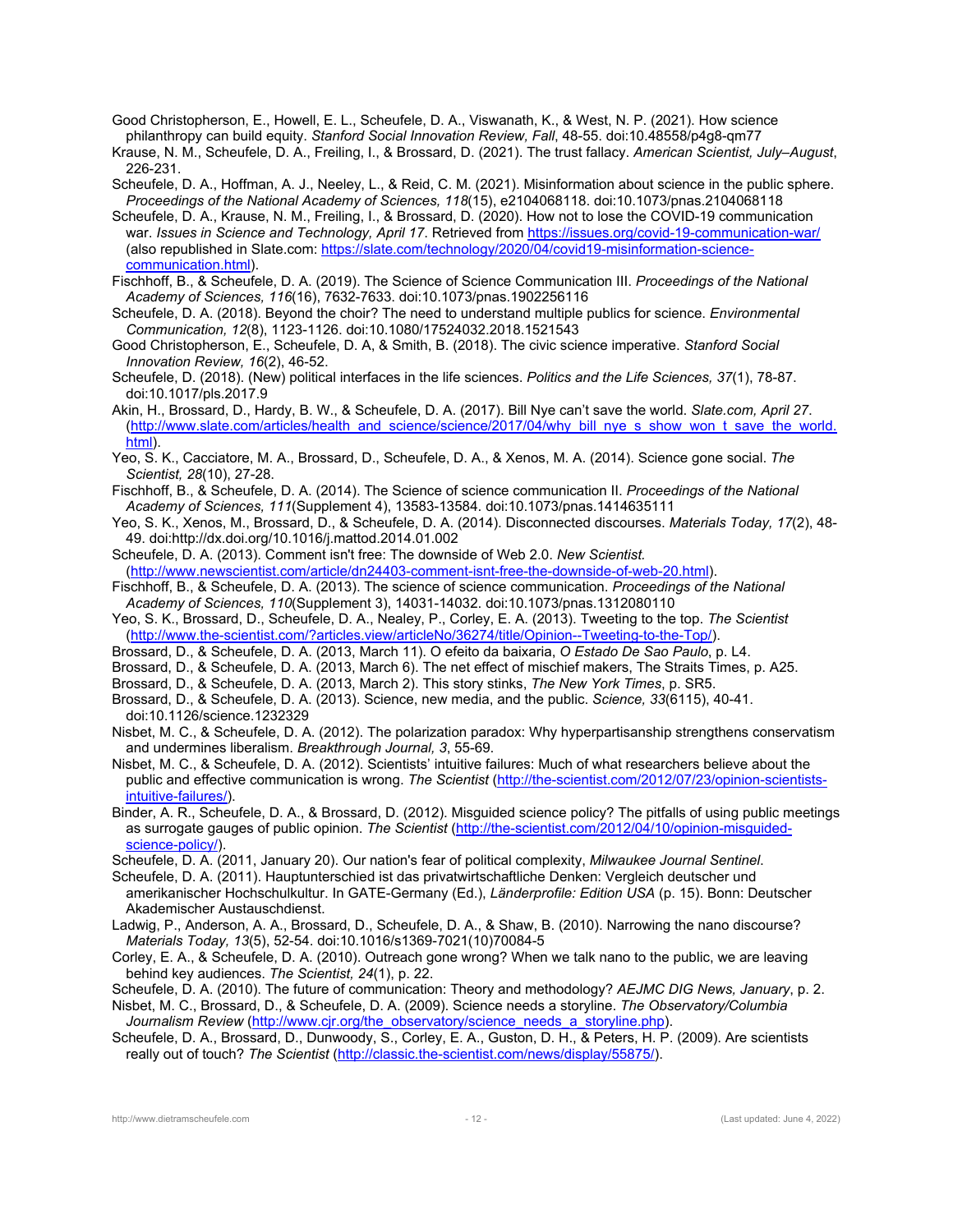Good Christopherson, E., Howell, E. L., Scheufele, D. A., Viswanath, K., & West, N. P. (2021). How science philanthropy can build equity. *Stanford Social Innovation Review, Fall*, 48-55. doi:10.48558/p4g8-qm77

Krause, N. M., Scheufele, D. A., Freiling, I., & Brossard, D. (2021). The trust fallacy. *American Scientist, July–August*, 226-231.

Scheufele, D. A., Hoffman, A. J., Neeley, L., & Reid, C. M. (2021). Misinformation about science in the public sphere. *Proceedings of the National Academy of Sciences, 118*(15), e2104068118. doi:10.1073/pnas.2104068118

Scheufele, D. A., Krause, N. M., Freiling, I., & Brossard, D. (2020). How not to lose the COVID-19 communication war. *Issues in Science and Technology, April 17*. Retrieved from https://issues.org/covid-19-communication-war/ (also republished in Slate.com: https://slate.com/technology/2020/04/covid19-misinformation-science-communication.html).

Fischhoff, B., & Scheufele, D. A. (2019). The Science of Science Communication III. *Proceedings of the National Academy of Sciences, 116*(16), 7632-7633. doi:10.1073/pnas.1902256116

Scheufele, D. A. (2018). Beyond the choir? The need to understand multiple publics for science. *Environmental Communication, 12*(8), 1123-1126. doi:10.1080/17524032.2018.1521543

Good Christopherson, E., Scheufele, D. A, & Smith, B. (2018). The civic science imperative. *Stanford Social Innovation Review, 16*(2), 46-52.

Scheufele, D. (2018). (New) political interfaces in the life sciences. *Politics and the Life Sciences, 37*(1), 78-87. doi:10.1017/pls.2017.9

Akin, H., Brossard, D., Hardy, B. W., & Scheufele, D. A. (2017). Bill Nye can't save the world. *Slate.com, April 27*. (http://www.slate.com/articles/health_and_science/science/2017/04/why_bill_nye_s_show_won_t_save_the_world.html).

Yeo, S. K., Cacciatore, M. A., Brossard, D., Scheufele, D. A., & Xenos, M. A. (2014). Science gone social. *The Scientist, 28*(10), 27-28.

Fischhoff, B., & Scheufele, D. A. (2014). The Science of science communication II. *Proceedings of the National Academy of Sciences, 111*(Supplement 4), 13583-13584. doi:10.1073/pnas.1414635111

Yeo, S. K., Xenos, M., Brossard, D., & Scheufele, D. A. (2014). Disconnected discourses. *Materials Today, 17*(2), 48-49. doi:http://dx.doi.org/10.1016/j.mattod.2014.01.002

Scheufele, D. A. (2013). Comment isn't free: The downside of Web 2.0. *New Scientist.* (http://www.newscientist.com/article/dn24403-comment-isnt-free-the-downside-of-web-20.html).

Fischhoff, B., & Scheufele, D. A. (2013). The science of science communication. *Proceedings of the National Academy of Sciences, 110*(Supplement 3), 14031-14032. doi:10.1073/pnas.1312080110

Yeo, S. K., Brossard, D., Scheufele, D. A., Nealey, P., Corley, E. A. (2013). Tweeting to the top. *The Scientist* (http://www.the-scientist.com/?articles.view/articleNo/36274/title/Opinion--Tweeting-to-the-Top/).

Brossard, D., & Scheufele, D. A. (2013, March 11). O efeito da baixaria, *O Estado De Sao Paulo*, p. L4.

Brossard, D., & Scheufele, D. A. (2013, March 6). The net effect of mischief makers, The Straits Times, p. A25.

Brossard, D., & Scheufele, D. A. (2013, March 2). This story stinks, *The New York Times*, p. SR5.

Brossard, D., & Scheufele, D. A. (2013). Science, new media, and the public. *Science, 33*(6115), 40-41. doi:10.1126/science.1232329

Nisbet, M. C., & Scheufele, D. A. (2012). The polarization paradox: Why hyperpartisanship strengthens conservatism and undermines liberalism. *Breakthrough Journal, 3*, 55-69.

Nisbet, M. C., & Scheufele, D. A. (2012). Scientists' intuitive failures: Much of what researchers believe about the public and effective communication is wrong. *The Scientist* (http://the-scientist.com/2012/07/23/opinion-scientists-intuitive-failures/).

Binder, A. R., Scheufele, D. A., & Brossard, D. (2012). Misguided science policy? The pitfalls of using public meetings as surrogate gauges of public opinion. *The Scientist* (http://the-scientist.com/2012/04/10/opinion-misguided-science-policy/).

Scheufele, D. A. (2011, January 20). Our nation's fear of political complexity, *Milwaukee Journal Sentinel.*

Scheufele, D. A. (2011). Hauptunterschied ist das privatwirtschaftliche Denken: Vergleich deutscher und amerikanischer Hochschulkultur. In GATE-Germany (Ed.), *Länderprofile: Edition USA* (p. 15). Bonn: Deutscher Akademischer Austauschdienst.

Ladwig, P., Anderson, A. A., Brossard, D., Scheufele, D. A., & Shaw, B. (2010). Narrowing the nano discourse? *Materials Today, 13*(5), 52-54. doi:10.1016/s1369-7021(10)70084-5

Corley, E. A., & Scheufele, D. A. (2010). Outreach gone wrong? When we talk nano to the public, we are leaving behind key audiences. *The Scientist, 24*(1), p. 22.

Scheufele, D. A. (2010). The future of communication: Theory and methodology? *AEJMC DIG News, January*, p. 2.

Nisbet, M. C., Brossard, D., & Scheufele, D. A. (2009). Science needs a storyline. *The Observatory/Columbia Journalism Review* (http://www.cjr.org/the_observatory/science_needs_a_storyline.php).

Scheufele, D. A., Brossard, D., Dunwoody, S., Corley, E. A., Guston, D. H., & Peters, H. P. (2009). Are scientists really out of touch? *The Scientist* (http://classic.the-scientist.com/news/display/55875/).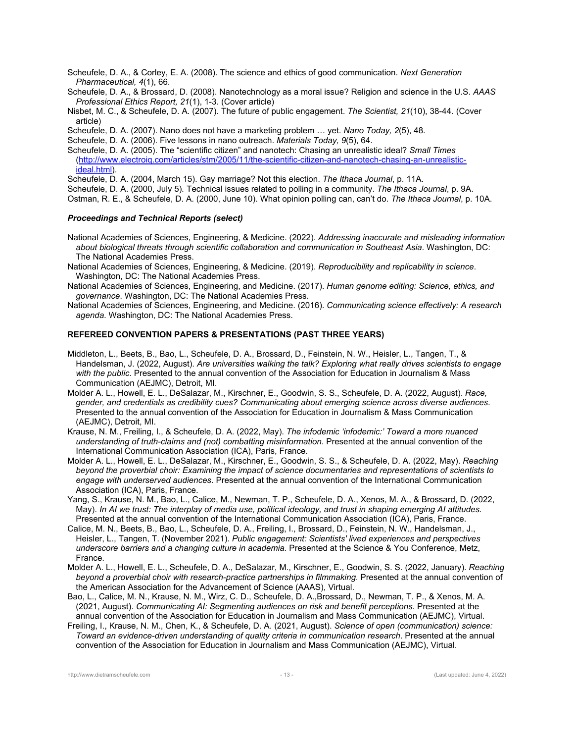Scheufele, D. A., & Corley, E. A. (2008). The science and ethics of good communication. *Next Generation Pharmaceutical, 4*(1), 66.

Scheufele, D. A., & Brossard, D. (2008). Nanotechnology as a moral issue? Religion and science in the U.S. *AAAS Professional Ethics Report, 21*(1), 1-3. (Cover article)

Nisbet, M. C., & Scheufele, D. A. (2007). The future of public engagement. *The Scientist, 21*(10), 38-44. (Cover article)

Scheufele, D. A. (2007). Nano does not have a marketing problem … yet. *Nano Today, 2*(5), 48.

Scheufele, D. A. (2006). Five lessons in nano outreach. *Materials Today, 9*(5), 64.

Scheufele, D. A. (2005). The "scientific citizen" and nanotech: Chasing an unrealistic ideal? *Small Times* (http://www.electroiq.com/articles/stm/2005/11/the-scientific-citizen-and-nanotech-chasing-an-unrealistic-ideal.html).

Scheufele, D. A. (2004, March 15). Gay marriage? Not this election. *The Ithaca Journal*, p. 11A.

Scheufele, D. A. (2000, July 5). Technical issues related to polling in a community. *The Ithaca Journal*, p. 9A.

Ostman, R. E., & Scheufele, D. A. (2000, June 10). What opinion polling can, can't do. *The Ithaca Journal*, p. 10A.

### *Proceedings and Technical Reports (select)*

National Academies of Sciences, Engineering, & Medicine. (2022). *Addressing inaccurate and misleading information about biological threats through scientific collaboration and communication in Southeast Asia*. Washington, DC: The National Academies Press.

National Academies of Sciences, Engineering, & Medicine. (2019). *Reproducibility and replicability in science*. Washington, DC: The National Academies Press.

National Academies of Sciences, Engineering, and Medicine. (2017). *Human genome editing: Science, ethics, and governance*. Washington, DC: The National Academies Press.

National Academies of Sciences, Engineering, and Medicine. (2016). *Communicating science effectively: A research agenda.* Washington, DC: The National Academies Press.

## REFEREED CONVENTION PAPERS & PRESENTATIONS (PAST THREE YEARS)

Middleton, L., Beets, B., Bao, L., Scheufele, D. A., Brossard, D., Feinstein, N. W., Heisler, L., Tangen, T., & Handelsman, J. (2022, August). *Are universities walking the talk? Exploring what really drives scientists to engage with the public*. Presented to the annual convention of the Association for Education in Journalism & Mass Communication (AEJMC), Detroit, MI.

Molder A. L., Howell, E. L., DeSalazar, M., Kirschner, E., Goodwin, S. S., Scheufele, D. A. (2022, August). *Race, gender, and credentials as credibility cues? Communicating about emerging science across diverse audiences.* Presented to the annual convention of the Association for Education in Journalism & Mass Communication (AEJMC), Detroit, MI.

Krause, N. M., Freiling, I., & Scheufele, D. A. (2022, May). *The infodemic 'infodemic:' Toward a more nuanced understanding of truth-claims and (not) combatting misinformation*. Presented at the annual convention of the International Communication Association (ICA), Paris, France.

Molder A. L., Howell, E. L., DeSalazar, M., Kirschner, E., Goodwin, S. S., & Scheufele, D. A. (2022, May). *Reaching beyond the proverbial choir: Examining the impact of science documentaries and representations of scientists to engage with underserved audiences*. Presented at the annual convention of the International Communication Association (ICA), Paris, France.

Yang, S., Krause, N. M., Bao, L., Calice, M., Newman, T. P., Scheufele, D. A., Xenos, M. A., & Brossard, D. (2022, May). *In AI we trust: The interplay of media use, political ideology, and trust in shaping emerging AI attitudes.* Presented at the annual convention of the International Communication Association (ICA), Paris, France.

Calice, M. N., Beets, B., Bao, L., Scheufele, D. A., Freiling, I., Brossard, D., Feinstein, N. W., Handelsman, J., Heisler, L., Tangen, T. (November 2021). *Public engagement: Scientists' lived experiences and perspectives underscore barriers and a changing culture in academia.* Presented at the Science & You Conference, Metz, France.

Molder A. L., Howell, E. L., Scheufele, D. A., DeSalazar, M., Kirschner, E., Goodwin, S. S. (2022, January). *Reaching beyond a proverbial choir with research-practice partnerships in filmmaking*. Presented at the annual convention of the American Association for the Advancement of Science (AAAS), Virtual.

Bao, L., Calice, M. N., Krause, N. M., Wirz, C. D., Scheufele, D. A.,Brossard, D., Newman, T. P., & Xenos, M. A. (2021, August). *Communicating AI: Segmenting audiences on risk and benefit perceptions*. Presented at the annual convention of the Association for Education in Journalism and Mass Communication (AEJMC), Virtual.

Freiling, I., Krause, N. M., Chen, K., & Scheufele, D. A. (2021, August). *Science of open (communication) science: Toward an evidence-driven understanding of quality criteria in communication research*. Presented at the annual convention of the Association for Education in Journalism and Mass Communication (AEJMC), Virtual.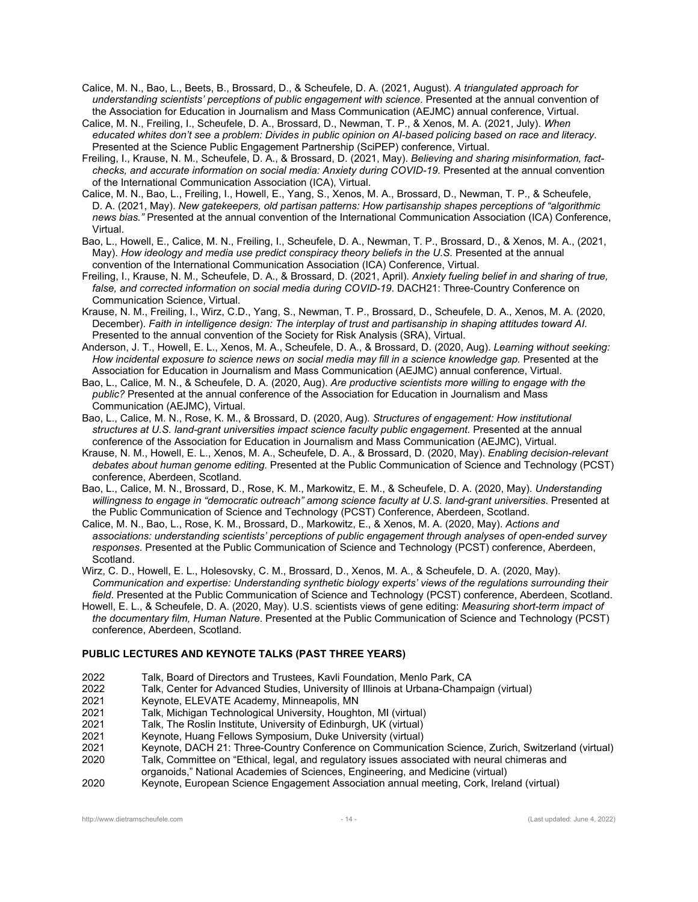Calice, M. N., Bao, L., Beets, B., Brossard, D., & Scheufele, D. A. (2021, August). *A triangulated approach for understanding scientists' perceptions of public engagement with science*. Presented at the annual convention of the Association for Education in Journalism and Mass Communication (AEJMC) annual conference, Virtual.

Calice, M. N., Freiling, I., Scheufele, D. A., Brossard, D., Newman, T. P., & Xenos, M. A. (2021, July). *When educated whites don't see a problem: Divides in public opinion on AI-based policing based on race and literacy*. Presented at the Science Public Engagement Partnership (SciPEP) conference, Virtual.

Freiling, I., Krause, N. M., Scheufele, D. A., & Brossard, D. (2021, May). *Believing and sharing misinformation, fact-checks, and accurate information on social media: Anxiety during COVID-19.* Presented at the annual convention of the International Communication Association (ICA), Virtual.

Calice, M. N., Bao, L., Freiling, I., Howell, E., Yang, S., Xenos, M. A., Brossard, D., Newman, T. P., & Scheufele, D. A. (2021, May). *New gatekeepers, old partisan patterns: How partisanship shapes perceptions of "algorithmic news bias."* Presented at the annual convention of the International Communication Association (ICA) Conference, Virtual.

Bao, L., Howell, E., Calice, M. N., Freiling, I., Scheufele, D. A., Newman, T. P., Brossard, D., & Xenos, M. A., (2021, May). *How ideology and media use predict conspiracy theory beliefs in the U.S.* Presented at the annual convention of the International Communication Association (ICA) Conference, Virtual.

Freiling, I., Krause, N. M., Scheufele, D. A., & Brossard, D. (2021, April). *Anxiety fueling belief in and sharing of true, false, and corrected information on social media during COVID-19*. DACH21: Three-Country Conference on Communication Science, Virtual.

Krause, N. M., Freiling, I., Wirz, C.D., Yang, S., Newman, T. P., Brossard, D., Scheufele, D. A., Xenos, M. A. (2020, December). *Faith in intelligence design: The interplay of trust and partisanship in shaping attitudes toward AI*. Presented to the annual convention of the Society for Risk Analysis (SRA), Virtual.

Anderson, J. T., Howell, E. L., Xenos, M. A., Scheufele, D. A., & Brossard, D. (2020, Aug). *Learning without seeking: How incidental exposure to science news on social media may fill in a science knowledge gap.* Presented at the Association for Education in Journalism and Mass Communication (AEJMC) annual conference, Virtual.

Bao, L., Calice, M. N., & Scheufele, D. A. (2020, Aug). *Are productive scientists more willing to engage with the public?* Presented at the annual conference of the Association for Education in Journalism and Mass Communication (AEJMC), Virtual.

Bao, L., Calice, M. N., Rose, K. M., & Brossard, D. (2020, Aug). *Structures of engagement: How institutional structures at U.S. land-grant universities impact science faculty public engagement.* Presented at the annual conference of the Association for Education in Journalism and Mass Communication (AEJMC), Virtual.

Krause, N. M., Howell, E. L., Xenos, M. A., Scheufele, D. A., & Brossard, D. (2020, May). *Enabling decision-relevant debates about human genome editing.* Presented at the Public Communication of Science and Technology (PCST) conference, Aberdeen, Scotland.

Bao, L., Calice, M. N., Brossard, D., Rose, K. M., Markowitz, E. M., & Scheufele, D. A. (2020, May). *Understanding willingness to engage in "democratic outreach" among science faculty at U.S. land-grant universities.* Presented at the Public Communication of Science and Technology (PCST) Conference, Aberdeen, Scotland.

Calice, M. N., Bao, L., Rose, K. M., Brossard, D., Markowitz, E., & Xenos, M. A. (2020, May). *Actions and associations: understanding scientists' perceptions of public engagement through analyses of open-ended survey responses*. Presented at the Public Communication of Science and Technology (PCST) conference, Aberdeen, Scotland.

Wirz, C. D., Howell, E. L., Holesovsky, C. M., Brossard, D., Xenos, M. A., & Scheufele, D. A. (2020, May). *Communication and expertise: Understanding synthetic biology experts' views of the regulations surrounding their field*. Presented at the Public Communication of Science and Technology (PCST) conference, Aberdeen, Scotland.

Howell, E. L., & Scheufele, D. A. (2020, May). U.S. scientists views of gene editing: *Measuring short-term impact of the documentary film, Human Nature.* Presented at the Public Communication of Science and Technology (PCST) conference, Aberdeen, Scotland.

**PUBLIC LECTURES AND KEYNOTE TALKS (PAST THREE YEARS)**

2022 Talk, Board of Directors and Trustees, Kavli Foundation, Menlo Park, CA

2022 Talk, Center for Advanced Studies, University of Illinois at Urbana-Champaign (virtual)

2021 Keynote, ELEVATE Academy, Minneapolis, MN

2021 Talk, Michigan Technological University, Houghton, MI (virtual)

2021 Talk, The Roslin Institute, University of Edinburgh, UK (virtual)

2021 Keynote, Huang Fellows Symposium, Duke University (virtual)

2021 Keynote, DACH 21: Three-Country Conference on Communication Science, Zurich, Switzerland (virtual)

2020 Talk, Committee on "Ethical, legal, and regulatory issues associated with neural chimeras and organoids," National Academies of Sciences, Engineering, and Medicine (virtual)

2020 Keynote, European Science Engagement Association annual meeting, Cork, Ireland (virtual)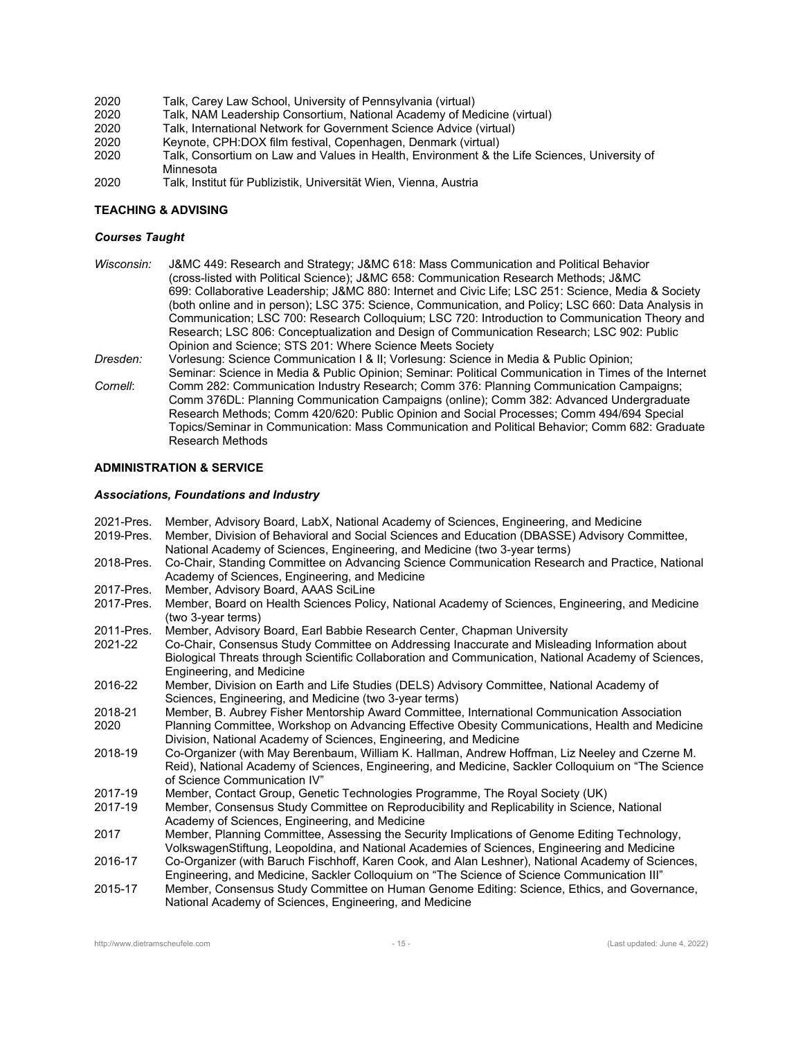2020 Talk, Carey Law School, University of Pennsylvania (virtual)
2020 Talk, NAM Leadership Consortium, National Academy of Medicine (virtual)
2020 Talk, International Network for Government Science Advice (virtual)
2020 Keynote, CPH:DOX film festival, Copenhagen, Denmark (virtual)
2020 Talk, Consortium on Law and Values in Health, Environment & the Life Sciences, University of Minnesota
2020 Talk, Institut für Publizistik, Universität Wien, Vienna, Austria

## TEACHING & ADVISING

### *Courses Taught*

*Wisconsin:* J&MC 449: Research and Strategy; J&MC 618: Mass Communication and Political Behavior (cross-listed with Political Science); J&MC 658: Communication Research Methods; J&MC 699: Collaborative Leadership; J&MC 880: Internet and Civic Life; LSC 251: Science, Media & Society (both online and in person); LSC 375: Science, Communication, and Policy; LSC 660: Data Analysis in Communication; LSC 700: Research Colloquium; LSC 720: Introduction to Communication Theory and Research; LSC 806: Conceptualization and Design of Communication Research; LSC 902: Public Opinion and Science; STS 201: Where Science Meets Society

*Dresden:* Vorlesung: Science Communication I & II; Vorlesung: Science in Media & Public Opinion; Seminar: Science in Media & Public Opinion; Seminar: Political Communication in Times of the Internet

*Cornell*: Comm 282: Communication Industry Research; Comm 376: Planning Communication Campaigns; Comm 376DL: Planning Communication Campaigns (online); Comm 382: Advanced Undergraduate Research Methods; Comm 420/620: Public Opinion and Social Processes; Comm 494/694 Special Topics/Seminar in Communication: Mass Communication and Political Behavior; Comm 682: Graduate Research Methods

## ADMINISTRATION & SERVICE

### *Associations, Foundations and Industry*

2021-Pres. Member, Advisory Board, LabX, National Academy of Sciences, Engineering, and Medicine
2019-Pres. Member, Division of Behavioral and Social Sciences and Education (DBASSE) Advisory Committee, National Academy of Sciences, Engineering, and Medicine (two 3-year terms)
2018-Pres. Co-Chair, Standing Committee on Advancing Science Communication Research and Practice, National Academy of Sciences, Engineering, and Medicine
2017-Pres. Member, Advisory Board, AAAS SciLine
2017-Pres. Member, Board on Health Sciences Policy, National Academy of Sciences, Engineering, and Medicine (two 3-year terms)
2011-Pres. Member, Advisory Board, Earl Babbie Research Center, Chapman University
2021-22 Co-Chair, Consensus Study Committee on Addressing Inaccurate and Misleading Information about Biological Threats through Scientific Collaboration and Communication, National Academy of Sciences, Engineering, and Medicine
2016-22 Member, Division on Earth and Life Studies (DELS) Advisory Committee, National Academy of Sciences, Engineering, and Medicine (two 3-year terms)
2018-21 Member, B. Aubrey Fisher Mentorship Award Committee, International Communication Association
2020 Planning Committee, Workshop on Advancing Effective Obesity Communications, Health and Medicine Division, National Academy of Sciences, Engineering, and Medicine
2018-19 Co-Organizer (with May Berenbaum, William K. Hallman, Andrew Hoffman, Liz Neeley and Czerne M. Reid), National Academy of Sciences, Engineering, and Medicine, Sackler Colloquium on "The Science of Science Communication IV"
2017-19 Member, Contact Group, Genetic Technologies Programme, The Royal Society (UK)
2017-19 Member, Consensus Study Committee on Reproducibility and Replicability in Science, National Academy of Sciences, Engineering, and Medicine
2017 Member, Planning Committee, Assessing the Security Implications of Genome Editing Technology, VolkswagenStiftung, Leopoldina, and National Academies of Sciences, Engineering and Medicine
2016-17 Co-Organizer (with Baruch Fischhoff, Karen Cook, and Alan Leshner), National Academy of Sciences, Engineering, and Medicine, Sackler Colloquium on "The Science of Science Communication III"
2015-17 Member, Consensus Study Committee on Human Genome Editing: Science, Ethics, and Governance, National Academy of Sciences, Engineering, and Medicine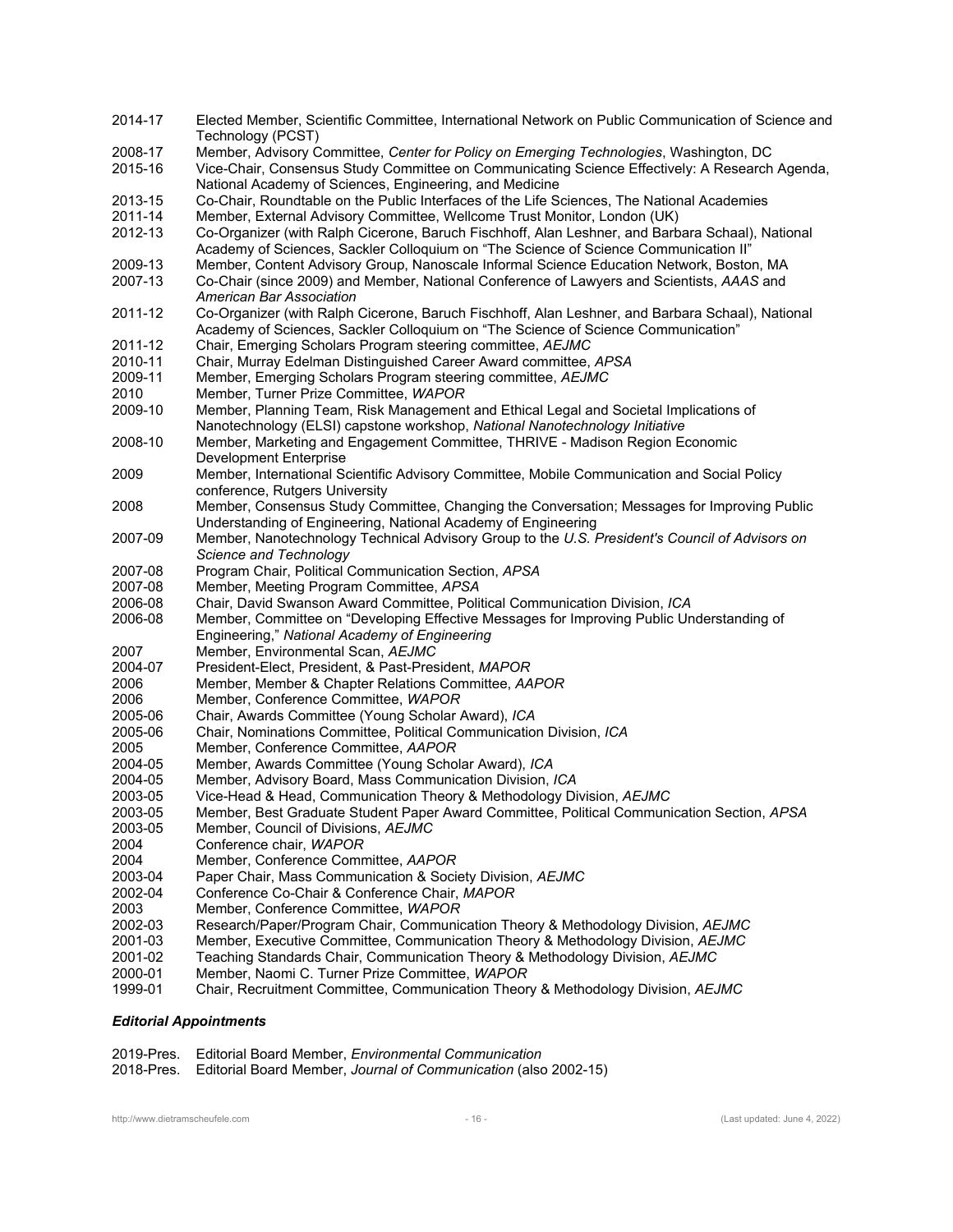2014-17 Elected Member, Scientific Committee, International Network on Public Communication of Science and Technology (PCST)
2008-17 Member, Advisory Committee, *Center for Policy on Emerging Technologies*, Washington, DC
2015-16 Vice-Chair, Consensus Study Committee on Communicating Science Effectively: A Research Agenda, National Academy of Sciences, Engineering, and Medicine
2013-15 Co-Chair, Roundtable on the Public Interfaces of the Life Sciences, The National Academies
2011-14 Member, External Advisory Committee, Wellcome Trust Monitor, London (UK)
2012-13 Co-Organizer (with Ralph Cicerone, Baruch Fischhoff, Alan Leshner, and Barbara Schaal), National Academy of Sciences, Sackler Colloquium on "The Science of Science Communication II"
2009-13 Member, Content Advisory Group, Nanoscale Informal Science Education Network, Boston, MA
2007-13 Co-Chair (since 2009) and Member, National Conference of Lawyers and Scientists, *AAAS* and *American Bar Association*
2011-12 Co-Organizer (with Ralph Cicerone, Baruch Fischhoff, Alan Leshner, and Barbara Schaal), National Academy of Sciences, Sackler Colloquium on "The Science of Science Communication"
2011-12 Chair, Emerging Scholars Program steering committee, *AEJMC*
2010-11 Chair, Murray Edelman Distinguished Career Award committee, *APSA*
2009-11 Member, Emerging Scholars Program steering committee, *AEJMC*
2010 Member, Turner Prize Committee, *WAPOR*
2009-10 Member, Planning Team, Risk Management and Ethical Legal and Societal Implications of Nanotechnology (ELSI) capstone workshop, *National Nanotechnology Initiative*
2008-10 Member, Marketing and Engagement Committee, THRIVE - Madison Region Economic Development Enterprise
2009 Member, International Scientific Advisory Committee, Mobile Communication and Social Policy conference, Rutgers University
2008 Member, Consensus Study Committee, Changing the Conversation; Messages for Improving Public Understanding of Engineering, National Academy of Engineering
2007-09 Member, Nanotechnology Technical Advisory Group to the *U.S. President's Council of Advisors on Science and Technology*
2007-08 Program Chair, Political Communication Section, *APSA*
2007-08 Member, Meeting Program Committee, *APSA*
2006-08 Chair, David Swanson Award Committee, Political Communication Division, *ICA*
2006-08 Member, Committee on "Developing Effective Messages for Improving Public Understanding of Engineering," *National Academy of Engineering*
2007 Member, Environmental Scan, *AEJMC*
2004-07 President-Elect, President, & Past-President, *MAPOR*
2006 Member, Member & Chapter Relations Committee, *AAPOR*
2006 Member, Conference Committee, *WAPOR*
2005-06 Chair, Awards Committee (Young Scholar Award), *ICA*
2005-06 Chair, Nominations Committee, Political Communication Division, *ICA*
2005 Member, Conference Committee, *AAPOR*
2004-05 Member, Awards Committee (Young Scholar Award), *ICA*
2004-05 Member, Advisory Board, Mass Communication Division, *ICA*
2003-05 Vice-Head & Head, Communication Theory & Methodology Division, *AEJMC*
2003-05 Member, Best Graduate Student Paper Award Committee, Political Communication Section, *APSA*
2003-05 Member, Council of Divisions, *AEJMC*
2004 Conference chair, *WAPOR*
2004 Member, Conference Committee, *AAPOR*
2003-04 Paper Chair, Mass Communication & Society Division, *AEJMC*
2002-04 Conference Co-Chair & Conference Chair, *MAPOR*
2003 Member, Conference Committee, *WAPOR*
2002-03 Research/Paper/Program Chair, Communication Theory & Methodology Division, *AEJMC*
2001-03 Member, Executive Committee, Communication Theory & Methodology Division, *AEJMC*
2001-02 Teaching Standards Chair, Communication Theory & Methodology Division, *AEJMC*
2000-01 Member, Naomi C. Turner Prize Committee, *WAPOR*
1999-01 Chair, Recruitment Committee, Communication Theory & Methodology Division, *AEJMC*

### *Editorial Appointments*

2019-Pres. Editorial Board Member, *Environmental Communication*
2018-Pres. Editorial Board Member, *Journal of Communication* (also 2002-15)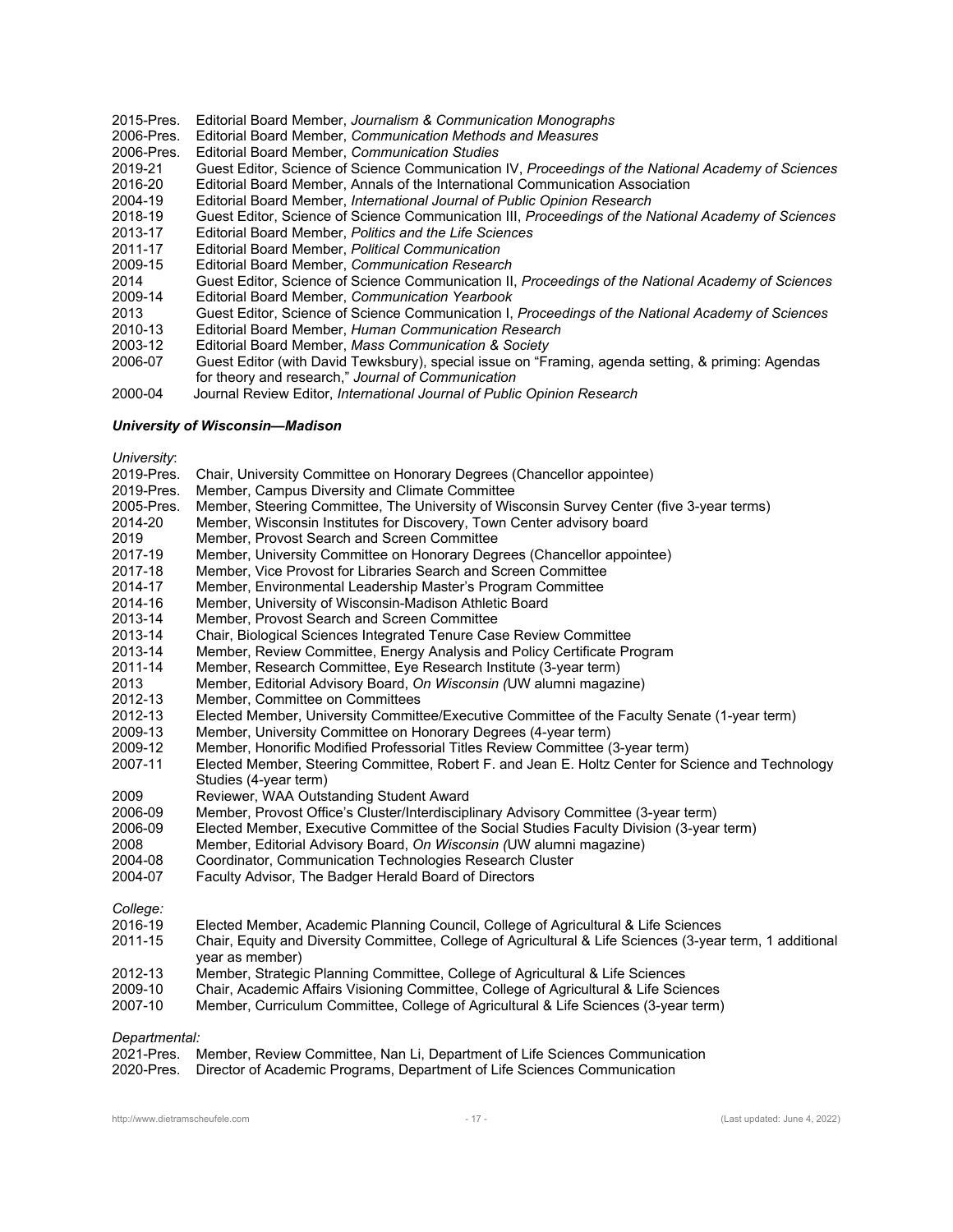2015-Pres. Editorial Board Member, *Journalism & Communication Monographs*
2006-Pres. Editorial Board Member, *Communication Methods and Measures*
2006-Pres. Editorial Board Member, *Communication Studies*
2019-21 Guest Editor, Science of Science Communication IV, *Proceedings of the National Academy of Sciences*
2016-20 Editorial Board Member, Annals of the International Communication Association
2004-19 Editorial Board Member, *International Journal of Public Opinion Research*
2018-19 Guest Editor, Science of Science Communication III, *Proceedings of the National Academy of Sciences*
2013-17 Editorial Board Member, *Politics and the Life Sciences*
2011-17 Editorial Board Member, *Political Communication*
2009-15 Editorial Board Member, *Communication Research*
2014 Guest Editor, Science of Science Communication II, *Proceedings of the National Academy of Sciences*
2009-14 Editorial Board Member, *Communication Yearbook*
2013 Guest Editor, Science of Science Communication I, *Proceedings of the National Academy of Sciences*
2010-13 Editorial Board Member, *Human Communication Research*
2003-12 Editorial Board Member, *Mass Communication & Society*
2006-07 Guest Editor (with David Tewksbury), special issue on "Framing, agenda setting, & priming: Agendas for theory and research," *Journal of Communication*
2000-04 Journal Review Editor, *International Journal of Public Opinion Research*

***University of Wisconsin—Madison***

*University*:
2019-Pres. Chair, University Committee on Honorary Degrees (Chancellor appointee)
2019-Pres. Member, Campus Diversity and Climate Committee
2005-Pres. Member, Steering Committee, The University of Wisconsin Survey Center (five 3-year terms)
2014-20 Member, Wisconsin Institutes for Discovery, Town Center advisory board
2019 Member, Provost Search and Screen Committee
2017-19 Member, University Committee on Honorary Degrees (Chancellor appointee)
2017-18 Member, Vice Provost for Libraries Search and Screen Committee
2014-17 Member, Environmental Leadership Master's Program Committee
2014-16 Member, University of Wisconsin-Madison Athletic Board
2013-14 Member, Provost Search and Screen Committee
2013-14 Chair, Biological Sciences Integrated Tenure Case Review Committee
2013-14 Member, Review Committee, Energy Analysis and Policy Certificate Program
2011-14 Member, Research Committee, Eye Research Institute (3-year term)
2013 Member, Editorial Advisory Board, *On Wisconsin (*UW alumni magazine)
2012-13 Member, Committee on Committees
2012-13 Elected Member, University Committee/Executive Committee of the Faculty Senate (1-year term)
2009-13 Member, University Committee on Honorary Degrees (4-year term)
2009-12 Member, Honorific Modified Professorial Titles Review Committee (3-year term)
2007-11 Elected Member, Steering Committee, Robert F. and Jean E. Holtz Center for Science and Technology Studies (4-year term)
2009 Reviewer, WAA Outstanding Student Award
2006-09 Member, Provost Office's Cluster/Interdisciplinary Advisory Committee (3-year term)
2006-09 Elected Member, Executive Committee of the Social Studies Faculty Division (3-year term)
2008 Member, Editorial Advisory Board, *On Wisconsin (*UW alumni magazine)
2004-08 Coordinator, Communication Technologies Research Cluster
2004-07 Faculty Advisor, The Badger Herald Board of Directors

*College:*
2016-19 Elected Member, Academic Planning Council, College of Agricultural & Life Sciences
2011-15 Chair, Equity and Diversity Committee, College of Agricultural & Life Sciences (3-year term, 1 additional year as member)
2012-13 Member, Strategic Planning Committee, College of Agricultural & Life Sciences
2009-10 Chair, Academic Affairs Visioning Committee, College of Agricultural & Life Sciences
2007-10 Member, Curriculum Committee, College of Agricultural & Life Sciences (3-year term)

*Departmental:*
2021-Pres. Member, Review Committee, Nan Li, Department of Life Sciences Communication
2020-Pres. Director of Academic Programs, Department of Life Sciences Communication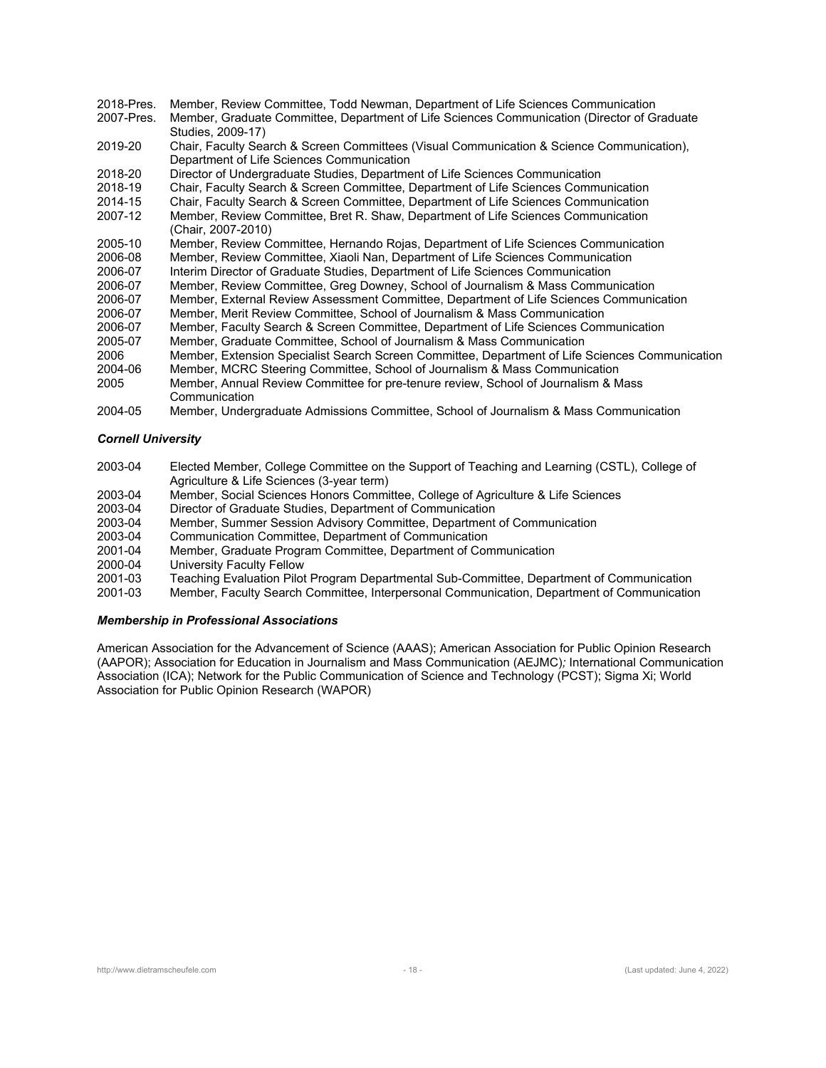2018-Pres. Member, Review Committee, Todd Newman, Department of Life Sciences Communication
2007-Pres. Member, Graduate Committee, Department of Life Sciences Communication (Director of Graduate Studies, 2009-17)
2019-20 Chair, Faculty Search & Screen Committees (Visual Communication & Science Communication), Department of Life Sciences Communication
2018-20 Director of Undergraduate Studies, Department of Life Sciences Communication
2018-19 Chair, Faculty Search & Screen Committee, Department of Life Sciences Communication
2014-15 Chair, Faculty Search & Screen Committee, Department of Life Sciences Communication
2007-12 Member, Review Committee, Bret R. Shaw, Department of Life Sciences Communication (Chair, 2007-2010)
2005-10 Member, Review Committee, Hernando Rojas, Department of Life Sciences Communication
2006-08 Member, Review Committee, Xiaoli Nan, Department of Life Sciences Communication
2006-07 Interim Director of Graduate Studies, Department of Life Sciences Communication
2006-07 Member, Review Committee, Greg Downey, School of Journalism & Mass Communication
2006-07 Member, External Review Assessment Committee, Department of Life Sciences Communication
2006-07 Member, Merit Review Committee, School of Journalism & Mass Communication
2006-07 Member, Faculty Search & Screen Committee, Department of Life Sciences Communication
2005-07 Member, Graduate Committee, School of Journalism & Mass Communication
2006 Member, Extension Specialist Search Screen Committee, Department of Life Sciences Communication
2004-06 Member, MCRC Steering Committee, School of Journalism & Mass Communication
2005 Member, Annual Review Committee for pre-tenure review, School of Journalism & Mass Communication
2004-05 Member, Undergraduate Admissions Committee, School of Journalism & Mass Communication

### *Cornell University*

2003-04 Elected Member, College Committee on the Support of Teaching and Learning (CSTL), College of Agriculture & Life Sciences (3-year term)
2003-04 Member, Social Sciences Honors Committee, College of Agriculture & Life Sciences
2003-04 Director of Graduate Studies, Department of Communication
2003-04 Member, Summer Session Advisory Committee, Department of Communication
2003-04 Communication Committee, Department of Communication
2001-04 Member, Graduate Program Committee, Department of Communication
2000-04 University Faculty Fellow
2001-03 Teaching Evaluation Pilot Program Departmental Sub-Committee, Department of Communication
2001-03 Member, Faculty Search Committee, Interpersonal Communication, Department of Communication

### *Membership in Professional Associations*

American Association for the Advancement of Science (AAAS); American Association for Public Opinion Research (AAPOR); Association for Education in Journalism and Mass Communication (AEJMC); International Communication Association (ICA); Network for the Public Communication of Science and Technology (PCST); Sigma Xi; World Association for Public Opinion Research (WAPOR)